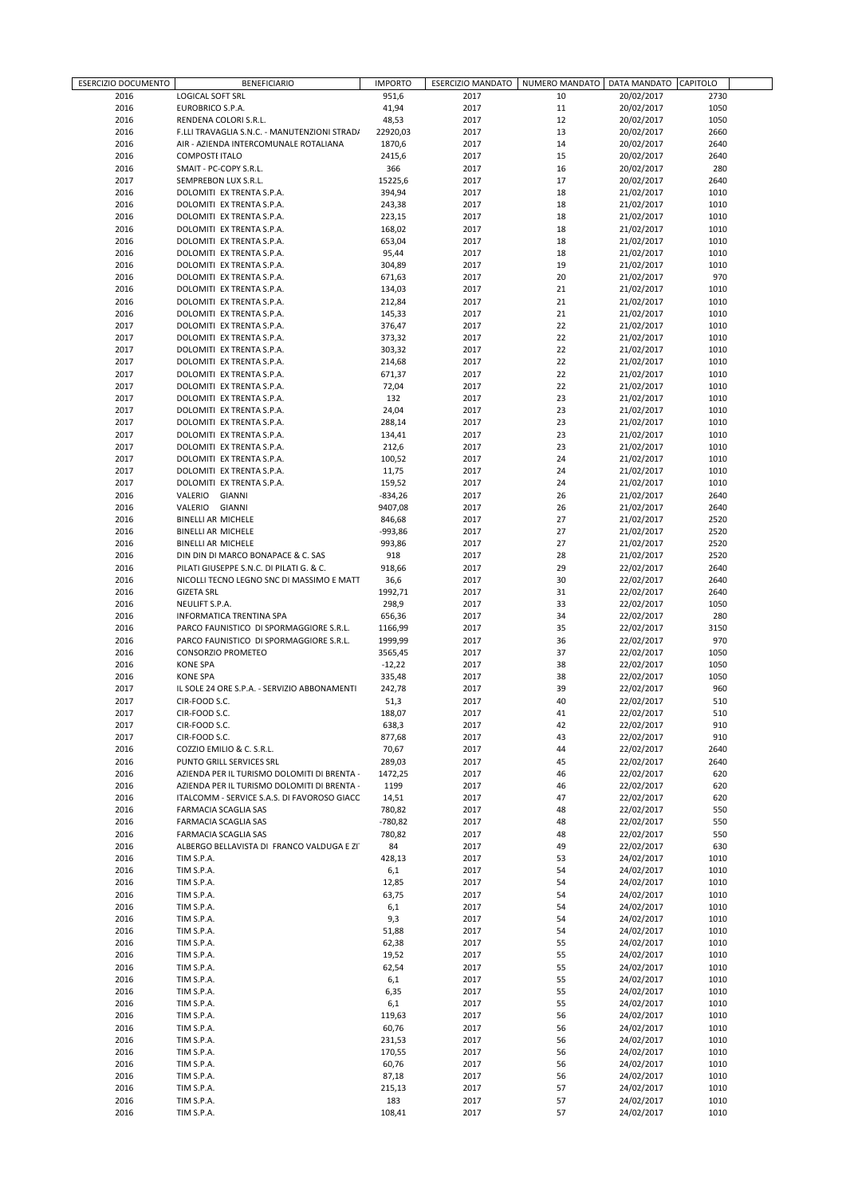| ESERCIZIO DOCUMENTO | BENEFICIARIO | IMPORTO | ESERCIZIO MANDATO | NUMERO MANDATO | DATA MANDATO | CAPITOLO |
|---|---|---|---|---|---|---|
| 2016 | LOGICAL SOFT SRL | 951,6 | 2017 | 10 | 20/02/2017 | 2730 |
| 2016 | EUROBRICO S.P.A. | 41,94 | 2017 | 11 | 20/02/2017 | 1050 |
| 2016 | RENDENA COLORI S.R.L. | 48,53 | 2017 | 12 | 20/02/2017 | 1050 |
| 2016 | F.LLI TRAVAGLIA S.N.C. - MANUTENZIONI STRADA | 22920,03 | 2017 | 13 | 20/02/2017 | 2660 |
| 2016 | AIR - AZIENDA INTERCOMUNALE ROTALIANA | 1870,6 | 2017 | 14 | 20/02/2017 | 2640 |
| 2016 | COMPOSTI ITALO | 2415,6 | 2017 | 15 | 20/02/2017 | 2640 |
| 2016 | SMAIT - PC-COPY S.R.L. | 366 | 2017 | 16 | 20/02/2017 | 280 |
| 2017 | SEMPREBON LUX S.R.L. | 15225,6 | 2017 | 17 | 20/02/2017 | 2640 |
| 2016 | DOLOMITI EX TRENTA S.P.A. | 394,94 | 2017 | 18 | 21/02/2017 | 1010 |
| 2016 | DOLOMITI EX TRENTA S.P.A. | 243,38 | 2017 | 18 | 21/02/2017 | 1010 |
| 2016 | DOLOMITI EX TRENTA S.P.A. | 223,15 | 2017 | 18 | 21/02/2017 | 1010 |
| 2016 | DOLOMITI EX TRENTA S.P.A. | 168,02 | 2017 | 18 | 21/02/2017 | 1010 |
| 2016 | DOLOMITI EX TRENTA S.P.A. | 653,04 | 2017 | 18 | 21/02/2017 | 1010 |
| 2016 | DOLOMITI EX TRENTA S.P.A. | 95,44 | 2017 | 18 | 21/02/2017 | 1010 |
| 2016 | DOLOMITI EX TRENTA S.P.A. | 304,89 | 2017 | 19 | 21/02/2017 | 1010 |
| 2016 | DOLOMITI EX TRENTA S.P.A. | 671,63 | 2017 | 20 | 21/02/2017 | 970 |
| 2016 | DOLOMITI EX TRENTA S.P.A. | 134,03 | 2017 | 21 | 21/02/2017 | 1010 |
| 2016 | DOLOMITI EX TRENTA S.P.A. | 212,84 | 2017 | 21 | 21/02/2017 | 1010 |
| 2016 | DOLOMITI EX TRENTA S.P.A. | 145,33 | 2017 | 21 | 21/02/2017 | 1010 |
| 2017 | DOLOMITI EX TRENTA S.P.A. | 376,47 | 2017 | 22 | 21/02/2017 | 1010 |
| 2017 | DOLOMITI EX TRENTA S.P.A. | 373,32 | 2017 | 22 | 21/02/2017 | 1010 |
| 2017 | DOLOMITI EX TRENTA S.P.A. | 303,32 | 2017 | 22 | 21/02/2017 | 1010 |
| 2017 | DOLOMITI EX TRENTA S.P.A. | 214,68 | 2017 | 22 | 21/02/2017 | 1010 |
| 2017 | DOLOMITI EX TRENTA S.P.A. | 671,37 | 2017 | 22 | 21/02/2017 | 1010 |
| 2017 | DOLOMITI EX TRENTA S.P.A. | 72,04 | 2017 | 22 | 21/02/2017 | 1010 |
| 2017 | DOLOMITI EX TRENTA S.P.A. | 132 | 2017 | 23 | 21/02/2017 | 1010 |
| 2017 | DOLOMITI EX TRENTA S.P.A. | 24,04 | 2017 | 23 | 21/02/2017 | 1010 |
| 2017 | DOLOMITI EX TRENTA S.P.A. | 288,14 | 2017 | 23 | 21/02/2017 | 1010 |
| 2017 | DOLOMITI EX TRENTA S.P.A. | 134,41 | 2017 | 23 | 21/02/2017 | 1010 |
| 2017 | DOLOMITI EX TRENTA S.P.A. | 212,6 | 2017 | 23 | 21/02/2017 | 1010 |
| 2017 | DOLOMITI EX TRENTA S.P.A. | 100,52 | 2017 | 24 | 21/02/2017 | 1010 |
| 2017 | DOLOMITI EX TRENTA S.P.A. | 11,75 | 2017 | 24 | 21/02/2017 | 1010 |
| 2017 | DOLOMITI EX TRENTA S.P.A. | 159,52 | 2017 | 24 | 21/02/2017 | 1010 |
| 2016 | VALERIO GIANNI | -834,26 | 2017 | 26 | 21/02/2017 | 2640 |
| 2016 | VALERIO GIANNI | 9407,08 | 2017 | 26 | 21/02/2017 | 2640 |
| 2016 | BINELLI AR MICHELE | 846,68 | 2017 | 27 | 21/02/2017 | 2520 |
| 2016 | BINELLI AR MICHELE | -993,86 | 2017 | 27 | 21/02/2017 | 2520 |
| 2016 | BINELLI AR MICHELE | 993,86 | 2017 | 27 | 21/02/2017 | 2520 |
| 2016 | DIN DIN DI MARCO BONAPACE & C. SAS | 918 | 2017 | 28 | 21/02/2017 | 2520 |
| 2016 | PILATI GIUSEPPE S.N.C. DI PILATI G. & C. | 918,66 | 2017 | 29 | 22/02/2017 | 2640 |
| 2016 | NICOLLI TECNO LEGNO SNC DI MASSIMO E MATT | 36,6 | 2017 | 30 | 22/02/2017 | 2640 |
| 2016 | GIZETA SRL | 1992,71 | 2017 | 31 | 22/02/2017 | 2640 |
| 2016 | NEULIFT S.P.A. | 298,9 | 2017 | 33 | 22/02/2017 | 1050 |
| 2016 | INFORMATICA TRENTINA SPA | 656,36 | 2017 | 34 | 22/02/2017 | 280 |
| 2016 | PARCO FAUNISTICO DI SPORMAGGIORE S.R.L. | 1166,99 | 2017 | 35 | 22/02/2017 | 3150 |
| 2016 | PARCO FAUNISTICO DI SPORMAGGIORE S.R.L. | 1999,99 | 2017 | 36 | 22/02/2017 | 970 |
| 2016 | CONSORZIO PROMETEO | 3565,45 | 2017 | 37 | 22/02/2017 | 1050 |
| 2016 | KONE SPA | -12,22 | 2017 | 38 | 22/02/2017 | 1050 |
| 2016 | KONE SPA | 335,48 | 2017 | 38 | 22/02/2017 | 1050 |
| 2017 | IL SOLE 24 ORE S.P.A. - SERVIZIO ABBONAMENTI | 242,78 | 2017 | 39 | 22/02/2017 | 960 |
| 2017 | CIR-FOOD S.C. | 51,3 | 2017 | 40 | 22/02/2017 | 510 |
| 2017 | CIR-FOOD S.C. | 188,07 | 2017 | 41 | 22/02/2017 | 510 |
| 2017 | CIR-FOOD S.C. | 638,3 | 2017 | 42 | 22/02/2017 | 910 |
| 2017 | CIR-FOOD S.C. | 877,68 | 2017 | 43 | 22/02/2017 | 910 |
| 2016 | COZZIO EMILIO & C. S.R.L. | 70,67 | 2017 | 44 | 22/02/2017 | 2640 |
| 2016 | PUNTO GRILL SERVICES SRL | 289,03 | 2017 | 45 | 22/02/2017 | 2640 |
| 2016 | AZIENDA PER IL TURISMO DOLOMITI DI BRENTA - | 1472,25 | 2017 | 46 | 22/02/2017 | 620 |
| 2016 | AZIENDA PER IL TURISMO DOLOMITI DI BRENTA - | 1199 | 2017 | 46 | 22/02/2017 | 620 |
| 2016 | ITALCOMM - SERVICE S.A.S. DI FAVOROSO GIACO | 14,51 | 2017 | 47 | 22/02/2017 | 620 |
| 2016 | FARMACIA SCAGLIA SAS | 780,82 | 2017 | 48 | 22/02/2017 | 550 |
| 2016 | FARMACIA SCAGLIA SAS | -780,82 | 2017 | 48 | 22/02/2017 | 550 |
| 2016 | FARMACIA SCAGLIA SAS | 780,82 | 2017 | 48 | 22/02/2017 | 550 |
| 2016 | ALBERGO BELLAVISTA DI FRANCO VALDUGA E ZI | 84 | 2017 | 49 | 22/02/2017 | 630 |
| 2016 | TIM S.P.A. | 428,13 | 2017 | 53 | 24/02/2017 | 1010 |
| 2016 | TIM S.P.A. | 6,1 | 2017 | 54 | 24/02/2017 | 1010 |
| 2016 | TIM S.P.A. | 12,85 | 2017 | 54 | 24/02/2017 | 1010 |
| 2016 | TIM S.P.A. | 63,75 | 2017 | 54 | 24/02/2017 | 1010 |
| 2016 | TIM S.P.A. | 6,1 | 2017 | 54 | 24/02/2017 | 1010 |
| 2016 | TIM S.P.A. | 9,3 | 2017 | 54 | 24/02/2017 | 1010 |
| 2016 | TIM S.P.A. | 51,88 | 2017 | 54 | 24/02/2017 | 1010 |
| 2016 | TIM S.P.A. | 62,38 | 2017 | 55 | 24/02/2017 | 1010 |
| 2016 | TIM S.P.A. | 19,52 | 2017 | 55 | 24/02/2017 | 1010 |
| 2016 | TIM S.P.A. | 62,54 | 2017 | 55 | 24/02/2017 | 1010 |
| 2016 | TIM S.P.A. | 6,1 | 2017 | 55 | 24/02/2017 | 1010 |
| 2016 | TIM S.P.A. | 6,35 | 2017 | 55 | 24/02/2017 | 1010 |
| 2016 | TIM S.P.A. | 6,1 | 2017 | 55 | 24/02/2017 | 1010 |
| 2016 | TIM S.P.A. | 119,63 | 2017 | 56 | 24/02/2017 | 1010 |
| 2016 | TIM S.P.A. | 60,76 | 2017 | 56 | 24/02/2017 | 1010 |
| 2016 | TIM S.P.A. | 231,53 | 2017 | 56 | 24/02/2017 | 1010 |
| 2016 | TIM S.P.A. | 170,55 | 2017 | 56 | 24/02/2017 | 1010 |
| 2016 | TIM S.P.A. | 60,76 | 2017 | 56 | 24/02/2017 | 1010 |
| 2016 | TIM S.P.A. | 87,18 | 2017 | 56 | 24/02/2017 | 1010 |
| 2016 | TIM S.P.A. | 215,13 | 2017 | 57 | 24/02/2017 | 1010 |
| 2016 | TIM S.P.A. | 183 | 2017 | 57 | 24/02/2017 | 1010 |
| 2016 | TIM S.P.A. | 108,41 | 2017 | 57 | 24/02/2017 | 1010 |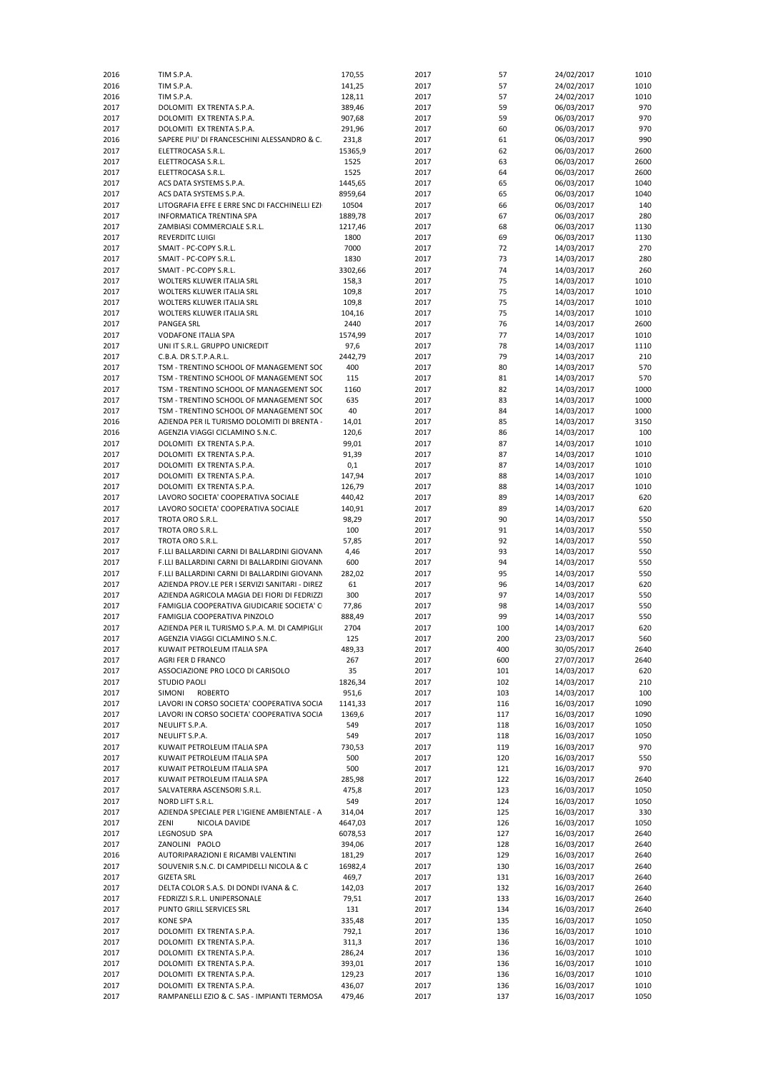| | | | | | | |
|---|---|---|---|---|---|---|
| 2016 | TIM S.P.A. | 170,55 | 2017 | 57 | 24/02/2017 | 1010 |
| 2016 | TIM S.P.A. | 141,25 | 2017 | 57 | 24/02/2017 | 1010 |
| 2016 | TIM S.P.A. | 128,11 | 2017 | 57 | 24/02/2017 | 1010 |
| 2017 | DOLOMITI EX TRENTA S.P.A. | 389,46 | 2017 | 59 | 06/03/2017 | 970 |
| 2017 | DOLOMITI EX TRENTA S.P.A. | 907,68 | 2017 | 59 | 06/03/2017 | 970 |
| 2017 | DOLOMITI EX TRENTA S.P.A. | 291,96 | 2017 | 60 | 06/03/2017 | 970 |
| 2016 | SAPERE PIU' DI FRANCESCHINI ALESSANDRO & C. | 231,8 | 2017 | 61 | 06/03/2017 | 990 |
| 2017 | ELETTROCASA S.R.L. | 15365,9 | 2017 | 62 | 06/03/2017 | 2600 |
| 2017 | ELETTROCASA S.R.L. | 1525 | 2017 | 63 | 06/03/2017 | 2600 |
| 2017 | ELETTROCASA S.R.L. | 1525 | 2017 | 64 | 06/03/2017 | 2600 |
| 2017 | ACS DATA SYSTEMS S.P.A. | 1445,65 | 2017 | 65 | 06/03/2017 | 1040 |
| 2017 | ACS DATA SYSTEMS S.P.A. | 8959,64 | 2017 | 65 | 06/03/2017 | 1040 |
| 2017 | LITOGRAFIA EFFE E ERRE SNC DI FACCHINELLI EZI | 10504 | 2017 | 66 | 06/03/2017 | 140 |
| 2017 | INFORMATICA TRENTINA SPA | 1889,78 | 2017 | 67 | 06/03/2017 | 280 |
| 2017 | ZAMBIASI COMMERCIALE S.R.L. | 1217,46 | 2017 | 68 | 06/03/2017 | 1130 |
| 2017 | REVERDITC LUIGI | 1800 | 2017 | 69 | 06/03/2017 | 1130 |
| 2017 | SMAIT - PC-COPY S.R.L. | 7000 | 2017 | 72 | 14/03/2017 | 270 |
| 2017 | SMAIT - PC-COPY S.R.L. | 1830 | 2017 | 73 | 14/03/2017 | 280 |
| 2017 | SMAIT - PC-COPY S.R.L. | 3302,66 | 2017 | 74 | 14/03/2017 | 260 |
| 2017 | WOLTERS KLUWER ITALIA SRL | 158,3 | 2017 | 75 | 14/03/2017 | 1010 |
| 2017 | WOLTERS KLUWER ITALIA SRL | 109,8 | 2017 | 75 | 14/03/2017 | 1010 |
| 2017 | WOLTERS KLUWER ITALIA SRL | 109,8 | 2017 | 75 | 14/03/2017 | 1010 |
| 2017 | WOLTERS KLUWER ITALIA SRL | 104,16 | 2017 | 75 | 14/03/2017 | 1010 |
| 2017 | PANGEA SRL | 2440 | 2017 | 76 | 14/03/2017 | 2600 |
| 2017 | VODAFONE ITALIA SPA | 1574,99 | 2017 | 77 | 14/03/2017 | 1010 |
| 2017 | UNI IT S.R.L. GRUPPO UNICREDIT | 97,6 | 2017 | 78 | 14/03/2017 | 1110 |
| 2017 | C.B.A. DR S.T.P.A.R.L. | 2442,79 | 2017 | 79 | 14/03/2017 | 210 |
| 2017 | TSM - TRENTINO SCHOOL OF MANAGEMENT SOC | 400 | 2017 | 80 | 14/03/2017 | 570 |
| 2017 | TSM - TRENTINO SCHOOL OF MANAGEMENT SOC | 115 | 2017 | 81 | 14/03/2017 | 570 |
| 2017 | TSM - TRENTINO SCHOOL OF MANAGEMENT SOC | 1160 | 2017 | 82 | 14/03/2017 | 1000 |
| 2017 | TSM - TRENTINO SCHOOL OF MANAGEMENT SOC | 635 | 2017 | 83 | 14/03/2017 | 1000 |
| 2017 | TSM - TRENTINO SCHOOL OF MANAGEMENT SOC | 40 | 2017 | 84 | 14/03/2017 | 1000 |
| 2016 | AZIENDA PER IL TURISMO DOLOMITI DI BRENTA - | 14,01 | 2017 | 85 | 14/03/2017 | 3150 |
| 2016 | AGENZIA VIAGGI CICLAMINO S.N.C. | 120,6 | 2017 | 86 | 14/03/2017 | 100 |
| 2017 | DOLOMITI EX TRENTA S.P.A. | 99,01 | 2017 | 87 | 14/03/2017 | 1010 |
| 2017 | DOLOMITI EX TRENTA S.P.A. | 91,39 | 2017 | 87 | 14/03/2017 | 1010 |
| 2017 | DOLOMITI EX TRENTA S.P.A. | 0,1 | 2017 | 87 | 14/03/2017 | 1010 |
| 2017 | DOLOMITI EX TRENTA S.P.A. | 147,94 | 2017 | 88 | 14/03/2017 | 1010 |
| 2017 | DOLOMITI EX TRENTA S.P.A. | 126,79 | 2017 | 88 | 14/03/2017 | 1010 |
| 2017 | LAVORO SOCIETA' COOPERATIVA SOCIALE | 440,42 | 2017 | 89 | 14/03/2017 | 620 |
| 2017 | LAVORO SOCIETA' COOPERATIVA SOCIALE | 140,91 | 2017 | 89 | 14/03/2017 | 620 |
| 2017 | TROTA ORO S.R.L. | 98,29 | 2017 | 90 | 14/03/2017 | 550 |
| 2017 | TROTA ORO S.R.L. | 100 | 2017 | 91 | 14/03/2017 | 550 |
| 2017 | TROTA ORO S.R.L. | 57,85 | 2017 | 92 | 14/03/2017 | 550 |
| 2017 | F.LLI BALLARDINI CARNI DI BALLARDINI GIOVANN | 4,46 | 2017 | 93 | 14/03/2017 | 550 |
| 2017 | F.LLI BALLARDINI CARNI DI BALLARDINI GIOVANN | 600 | 2017 | 94 | 14/03/2017 | 550 |
| 2017 | F.LLI BALLARDINI CARNI DI BALLARDINI GIOVANN | 282,02 | 2017 | 95 | 14/03/2017 | 550 |
| 2017 | AZIENDA PROV.LE PER I SERVIZI SANITARI - DIREZ | 61 | 2017 | 96 | 14/03/2017 | 620 |
| 2017 | AZIENDA AGRICOLA MAGIA DEI FIORI DI FEDRIZZI | 300 | 2017 | 97 | 14/03/2017 | 550 |
| 2017 | FAMIGLIA COOPERATIVA GIUDICARIE SOCIETA' C | 77,86 | 2017 | 98 | 14/03/2017 | 550 |
| 2017 | FAMIGLIA COOPERATIVA PINZOLO | 888,49 | 2017 | 99 | 14/03/2017 | 550 |
| 2017 | AZIENDA PER IL TURISMO S.P.A. M. DI CAMPIGLI | 2704 | 2017 | 100 | 14/03/2017 | 620 |
| 2017 | AGENZIA VIAGGI CICLAMINO S.N.C. | 125 | 2017 | 200 | 23/03/2017 | 560 |
| 2017 | KUWAIT PETROLEUM ITALIA SPA | 489,33 | 2017 | 400 | 30/05/2017 | 2640 |
| 2017 | AGRI FER D FRANCO | 267 | 2017 | 600 | 27/07/2017 | 2640 |
| 2017 | ASSOCIAZIONE PRO LOCO DI CARISOLO | 35 | 2017 | 101 | 14/03/2017 | 620 |
| 2017 | STUDIO PAOLI | 1826,34 | 2017 | 102 | 14/03/2017 | 210 |
| 2017 | SIMONI ROBERTO | 951,6 | 2017 | 103 | 14/03/2017 | 100 |
| 2017 | LAVORI IN CORSO SOCIETA' COOPERATIVA SOCIA | 1141,33 | 2017 | 116 | 16/03/2017 | 1090 |
| 2017 | LAVORI IN CORSO SOCIETA' COOPERATIVA SOCIA | 1369,6 | 2017 | 117 | 16/03/2017 | 1090 |
| 2017 | NEULIFT S.P.A. | 549 | 2017 | 118 | 16/03/2017 | 1050 |
| 2017 | NEULIFT S.P.A. | 549 | 2017 | 118 | 16/03/2017 | 1050 |
| 2017 | KUWAIT PETROLEUM ITALIA SPA | 730,53 | 2017 | 119 | 16/03/2017 | 970 |
| 2017 | KUWAIT PETROLEUM ITALIA SPA | 500 | 2017 | 120 | 16/03/2017 | 550 |
| 2017 | KUWAIT PETROLEUM ITALIA SPA | 500 | 2017 | 121 | 16/03/2017 | 970 |
| 2017 | KUWAIT PETROLEUM ITALIA SPA | 285,98 | 2017 | 122 | 16/03/2017 | 2640 |
| 2017 | SALVATERRA ASCENSORI S.R.L. | 475,8 | 2017 | 123 | 16/03/2017 | 1050 |
| 2017 | NORD LIFT S.R.L. | 549 | 2017 | 124 | 16/03/2017 | 1050 |
| 2017 | AZIENDA SPECIALE PER L'IGIENE AMBIENTALE - A | 314,04 | 2017 | 125 | 16/03/2017 | 330 |
| 2017 | ZENI NICOLA DAVIDE | 4647,03 | 2017 | 126 | 16/03/2017 | 1050 |
| 2017 | LEGNOSUD SPA | 6078,53 | 2017 | 127 | 16/03/2017 | 2640 |
| 2017 | ZANOLINI PAOLO | 394,06 | 2017 | 128 | 16/03/2017 | 2640 |
| 2016 | AUTORIPARAZIONI E RICAMBI VALENTINI | 181,29 | 2017 | 129 | 16/03/2017 | 2640 |
| 2017 | SOUVENIR S.N.C. DI CAMPIDELLI NICOLA & C | 16982,4 | 2017 | 130 | 16/03/2017 | 2640 |
| 2017 | GIZETA SRL | 469,7 | 2017 | 131 | 16/03/2017 | 2640 |
| 2017 | DELTA COLOR S.A.S. DI DONDI IVANA & C. | 142,03 | 2017 | 132 | 16/03/2017 | 2640 |
| 2017 | FEDRIZZI S.R.L. UNIPERSONALE | 79,51 | 2017 | 133 | 16/03/2017 | 2640 |
| 2017 | PUNTO GRILL SERVICES SRL | 131 | 2017 | 134 | 16/03/2017 | 2640 |
| 2017 | KONE SPA | 335,48 | 2017 | 135 | 16/03/2017 | 1050 |
| 2017 | DOLOMITI EX TRENTA S.P.A. | 792,1 | 2017 | 136 | 16/03/2017 | 1010 |
| 2017 | DOLOMITI EX TRENTA S.P.A. | 311,3 | 2017 | 136 | 16/03/2017 | 1010 |
| 2017 | DOLOMITI EX TRENTA S.P.A. | 286,24 | 2017 | 136 | 16/03/2017 | 1010 |
| 2017 | DOLOMITI EX TRENTA S.P.A. | 393,01 | 2017 | 136 | 16/03/2017 | 1010 |
| 2017 | DOLOMITI EX TRENTA S.P.A. | 129,23 | 2017 | 136 | 16/03/2017 | 1010 |
| 2017 | DOLOMITI EX TRENTA S.P.A. | 436,07 | 2017 | 136 | 16/03/2017 | 1010 |
| 2017 | RAMPANELLI EZIO & C. SAS - IMPIANTI TERMOSA | 479,46 | 2017 | 137 | 16/03/2017 | 1050 |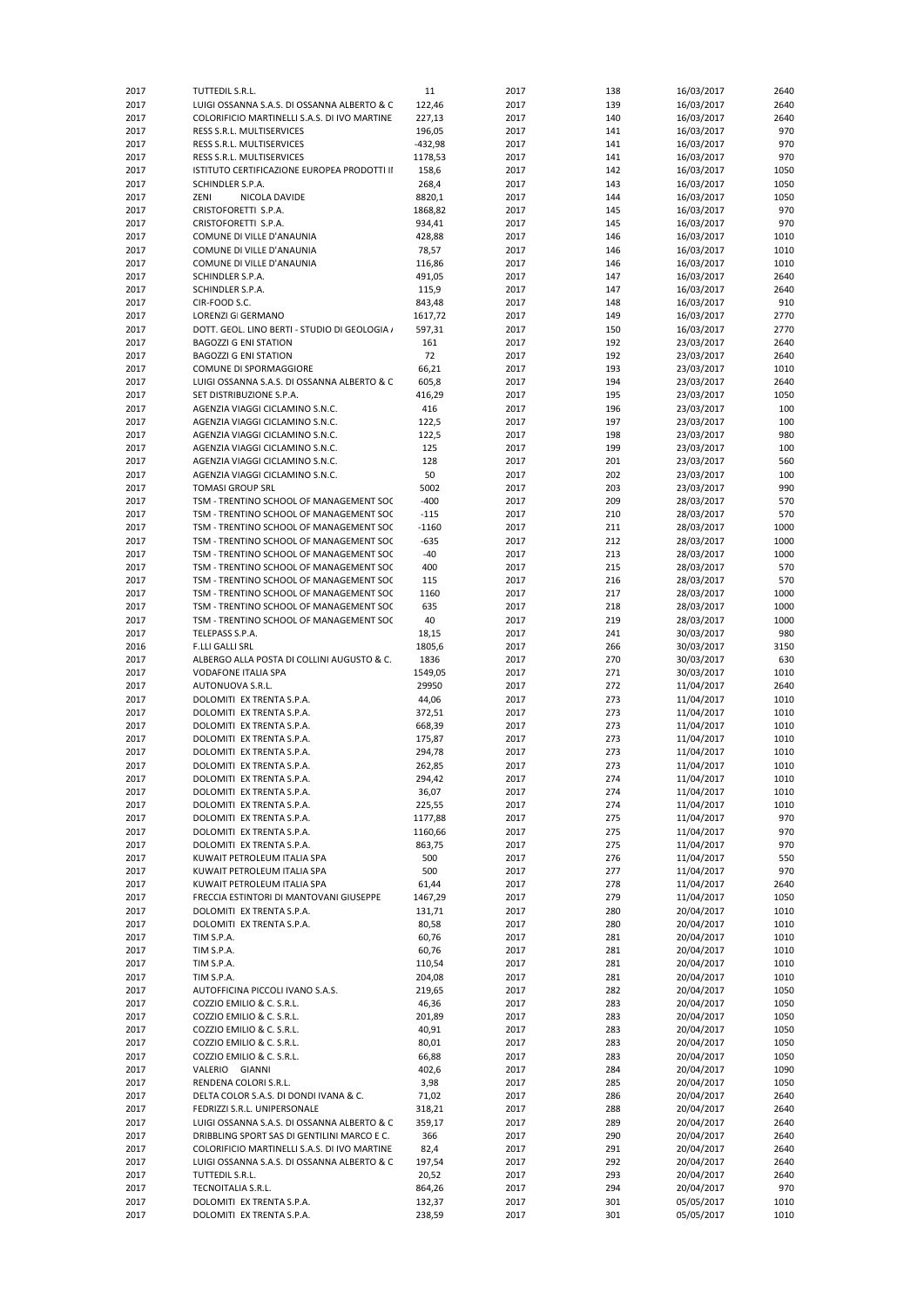| | | | | | | |
|---|---|---|---|---|---|---|
| 2017 | TUTTEDIL S.R.L. | 11 | 2017 | 138 | 16/03/2017 | 2640 |
| 2017 | LUIGI OSSANNA S.A.S. DI OSSANNA ALBERTO & C | 122,46 | 2017 | 139 | 16/03/2017 | 2640 |
| 2017 | COLORIFICIO MARTINELLI S.A.S. DI IVO MARTINE | 227,13 | 2017 | 140 | 16/03/2017 | 2640 |
| 2017 | RESS S.R.L. MULTISERVICES | 196,05 | 2017 | 141 | 16/03/2017 | 970 |
| 2017 | RESS S.R.L. MULTISERVICES | -432,98 | 2017 | 141 | 16/03/2017 | 970 |
| 2017 | RESS S.R.L. MULTISERVICES | 1178,53 | 2017 | 141 | 16/03/2017 | 970 |
| 2017 | ISTITUTO CERTIFICAZIONE EUROPEA PRODOTTI II | 158,6 | 2017 | 142 | 16/03/2017 | 1050 |
| 2017 | SCHINDLER S.P.A. | 268,4 | 2017 | 143 | 16/03/2017 | 1050 |
| 2017 | ZENI NICOLA DAVIDE | 8820,1 | 2017 | 144 | 16/03/2017 | 1050 |
| 2017 | CRISTOFORETTI S.P.A. | 1868,82 | 2017 | 145 | 16/03/2017 | 970 |
| 2017 | CRISTOFORETTI S.P.A. | 934,41 | 2017 | 145 | 16/03/2017 | 970 |
| 2017 | COMUNE DI VILLE D'ANAUNIA | 428,88 | 2017 | 146 | 16/03/2017 | 1010 |
| 2017 | COMUNE DI VILLE D'ANAUNIA | 78,57 | 2017 | 146 | 16/03/2017 | 1010 |
| 2017 | COMUNE DI VILLE D'ANAUNIA | 116,86 | 2017 | 146 | 16/03/2017 | 1010 |
| 2017 | SCHINDLER S.P.A. | 491,05 | 2017 | 147 | 16/03/2017 | 2640 |
| 2017 | SCHINDLER S.P.A. | 115,9 | 2017 | 147 | 16/03/2017 | 2640 |
| 2017 | CIR-FOOD S.C. | 843,48 | 2017 | 148 | 16/03/2017 | 910 |
| 2017 | LORENZI GI GERMANO | 1617,72 | 2017 | 149 | 16/03/2017 | 2770 |
| 2017 | DOTT. GEOL. LINO BERTI - STUDIO DI GEOLOGIA / | 597,31 | 2017 | 150 | 16/03/2017 | 2770 |
| 2017 | BAGOZZI G ENI STATION | 161 | 2017 | 192 | 23/03/2017 | 2640 |
| 2017 | BAGOZZI G ENI STATION | 72 | 2017 | 192 | 23/03/2017 | 2640 |
| 2017 | COMUNE DI SPORMAGGIORE | 66,21 | 2017 | 193 | 23/03/2017 | 1010 |
| 2017 | LUIGI OSSANNA S.A.S. DI OSSANNA ALBERTO & C | 605,8 | 2017 | 194 | 23/03/2017 | 2640 |
| 2017 | SET DISTRIBUZIONE S.P.A. | 416,29 | 2017 | 195 | 23/03/2017 | 1050 |
| 2017 | AGENZIA VIAGGI CICLAMINO S.N.C. | 416 | 2017 | 196 | 23/03/2017 | 100 |
| 2017 | AGENZIA VIAGGI CICLAMINO S.N.C. | 122,5 | 2017 | 197 | 23/03/2017 | 100 |
| 2017 | AGENZIA VIAGGI CICLAMINO S.N.C. | 122,5 | 2017 | 198 | 23/03/2017 | 980 |
| 2017 | AGENZIA VIAGGI CICLAMINO S.N.C. | 125 | 2017 | 199 | 23/03/2017 | 100 |
| 2017 | AGENZIA VIAGGI CICLAMINO S.N.C. | 128 | 2017 | 201 | 23/03/2017 | 560 |
| 2017 | AGENZIA VIAGGI CICLAMINO S.N.C. | 50 | 2017 | 202 | 23/03/2017 | 100 |
| 2017 | TOMASI GROUP SRL | 5002 | 2017 | 203 | 23/03/2017 | 990 |
| 2017 | TSM - TRENTINO SCHOOL OF MANAGEMENT SOC | -400 | 2017 | 209 | 28/03/2017 | 570 |
| 2017 | TSM - TRENTINO SCHOOL OF MANAGEMENT SOC | -115 | 2017 | 210 | 28/03/2017 | 570 |
| 2017 | TSM - TRENTINO SCHOOL OF MANAGEMENT SOC | -1160 | 2017 | 211 | 28/03/2017 | 1000 |
| 2017 | TSM - TRENTINO SCHOOL OF MANAGEMENT SOC | -635 | 2017 | 212 | 28/03/2017 | 1000 |
| 2017 | TSM - TRENTINO SCHOOL OF MANAGEMENT SOC | -40 | 2017 | 213 | 28/03/2017 | 1000 |
| 2017 | TSM - TRENTINO SCHOOL OF MANAGEMENT SOC | 400 | 2017 | 215 | 28/03/2017 | 570 |
| 2017 | TSM - TRENTINO SCHOOL OF MANAGEMENT SOC | 115 | 2017 | 216 | 28/03/2017 | 570 |
| 2017 | TSM - TRENTINO SCHOOL OF MANAGEMENT SOC | 1160 | 2017 | 217 | 28/03/2017 | 1000 |
| 2017 | TSM - TRENTINO SCHOOL OF MANAGEMENT SOC | 635 | 2017 | 218 | 28/03/2017 | 1000 |
| 2017 | TSM - TRENTINO SCHOOL OF MANAGEMENT SOC | 40 | 2017 | 219 | 28/03/2017 | 1000 |
| 2017 | TELEPASS S.P.A. | 18,15 | 2017 | 241 | 30/03/2017 | 980 |
| 2016 | F.LLI GALLI SRL | 1805,6 | 2017 | 266 | 30/03/2017 | 3150 |
| 2017 | ALBERGO ALLA POSTA DI COLLINI AUGUSTO & C. | 1836 | 2017 | 270 | 30/03/2017 | 630 |
| 2017 | VODAFONE ITALIA SPA | 1549,05 | 2017 | 271 | 30/03/2017 | 1010 |
| 2017 | AUTONUOVA S.R.L. | 29950 | 2017 | 272 | 11/04/2017 | 2640 |
| 2017 | DOLOMITI EX TRENTA S.P.A. | 44,06 | 2017 | 273 | 11/04/2017 | 1010 |
| 2017 | DOLOMITI EX TRENTA S.P.A. | 372,51 | 2017 | 273 | 11/04/2017 | 1010 |
| 2017 | DOLOMITI EX TRENTA S.P.A. | 668,39 | 2017 | 273 | 11/04/2017 | 1010 |
| 2017 | DOLOMITI EX TRENTA S.P.A. | 175,87 | 2017 | 273 | 11/04/2017 | 1010 |
| 2017 | DOLOMITI EX TRENTA S.P.A. | 294,78 | 2017 | 273 | 11/04/2017 | 1010 |
| 2017 | DOLOMITI EX TRENTA S.P.A. | 262,85 | 2017 | 273 | 11/04/2017 | 1010 |
| 2017 | DOLOMITI EX TRENTA S.P.A. | 294,42 | 2017 | 274 | 11/04/2017 | 1010 |
| 2017 | DOLOMITI EX TRENTA S.P.A. | 36,07 | 2017 | 274 | 11/04/2017 | 1010 |
| 2017 | DOLOMITI EX TRENTA S.P.A. | 225,55 | 2017 | 274 | 11/04/2017 | 1010 |
| 2017 | DOLOMITI EX TRENTA S.P.A. | 1177,88 | 2017 | 275 | 11/04/2017 | 970 |
| 2017 | DOLOMITI EX TRENTA S.P.A. | 1160,66 | 2017 | 275 | 11/04/2017 | 970 |
| 2017 | DOLOMITI EX TRENTA S.P.A. | 863,75 | 2017 | 275 | 11/04/2017 | 970 |
| 2017 | KUWAIT PETROLEUM ITALIA SPA | 500 | 2017 | 276 | 11/04/2017 | 550 |
| 2017 | KUWAIT PETROLEUM ITALIA SPA | 500 | 2017 | 277 | 11/04/2017 | 970 |
| 2017 | KUWAIT PETROLEUM ITALIA SPA | 61,44 | 2017 | 278 | 11/04/2017 | 2640 |
| 2017 | FRECCIA ESTINTORI DI MANTOVANI GIUSEPPE | 1467,29 | 2017 | 279 | 11/04/2017 | 1050 |
| 2017 | DOLOMITI EX TRENTA S.P.A. | 131,71 | 2017 | 280 | 20/04/2017 | 1010 |
| 2017 | DOLOMITI EX TRENTA S.P.A. | 80,58 | 2017 | 280 | 20/04/2017 | 1010 |
| 2017 | TIM S.P.A. | 60,76 | 2017 | 281 | 20/04/2017 | 1010 |
| 2017 | TIM S.P.A. | 60,76 | 2017 | 281 | 20/04/2017 | 1010 |
| 2017 | TIM S.P.A. | 110,54 | 2017 | 281 | 20/04/2017 | 1010 |
| 2017 | TIM S.P.A. | 204,08 | 2017 | 281 | 20/04/2017 | 1010 |
| 2017 | AUTOFFICINA PICCOLI IVANO S.A.S. | 219,65 | 2017 | 282 | 20/04/2017 | 1050 |
| 2017 | COZZIO EMILIO & C. S.R.L. | 46,36 | 2017 | 283 | 20/04/2017 | 1050 |
| 2017 | COZZIO EMILIO & C. S.R.L. | 201,89 | 2017 | 283 | 20/04/2017 | 1050 |
| 2017 | COZZIO EMILIO & C. S.R.L. | 40,91 | 2017 | 283 | 20/04/2017 | 1050 |
| 2017 | COZZIO EMILIO & C. S.R.L. | 80,01 | 2017 | 283 | 20/04/2017 | 1050 |
| 2017 | COZZIO EMILIO & C. S.R.L. | 66,88 | 2017 | 283 | 20/04/2017 | 1050 |
| 2017 | VALERIO GIANNI | 402,6 | 2017 | 284 | 20/04/2017 | 1090 |
| 2017 | RENDENA COLORI S.R.L. | 3,98 | 2017 | 285 | 20/04/2017 | 1050 |
| 2017 | DELTA COLOR S.A.S. DI DONDI IVANA & C. | 71,02 | 2017 | 286 | 20/04/2017 | 2640 |
| 2017 | FEDRIZZI S.R.L. UNIPERSONALE | 318,21 | 2017 | 288 | 20/04/2017 | 2640 |
| 2017 | LUIGI OSSANNA S.A.S. DI OSSANNA ALBERTO & C | 359,17 | 2017 | 289 | 20/04/2017 | 2640 |
| 2017 | DRIBBLING SPORT SAS DI GENTILINI MARCO E C. | 366 | 2017 | 290 | 20/04/2017 | 2640 |
| 2017 | COLORIFICIO MARTINELLI S.A.S. DI IVO MARTINE | 82,4 | 2017 | 291 | 20/04/2017 | 2640 |
| 2017 | LUIGI OSSANNA S.A.S. DI OSSANNA ALBERTO & C | 197,54 | 2017 | 292 | 20/04/2017 | 2640 |
| 2017 | TUTTEDIL S.R.L. | 20,52 | 2017 | 293 | 20/04/2017 | 2640 |
| 2017 | TECNOITALIA S.R.L. | 864,26 | 2017 | 294 | 20/04/2017 | 970 |
| 2017 | DOLOMITI EX TRENTA S.P.A. | 132,37 | 2017 | 301 | 05/05/2017 | 1010 |
| 2017 | DOLOMITI EX TRENTA S.P.A. | 238,59 | 2017 | 301 | 05/05/2017 | 1010 |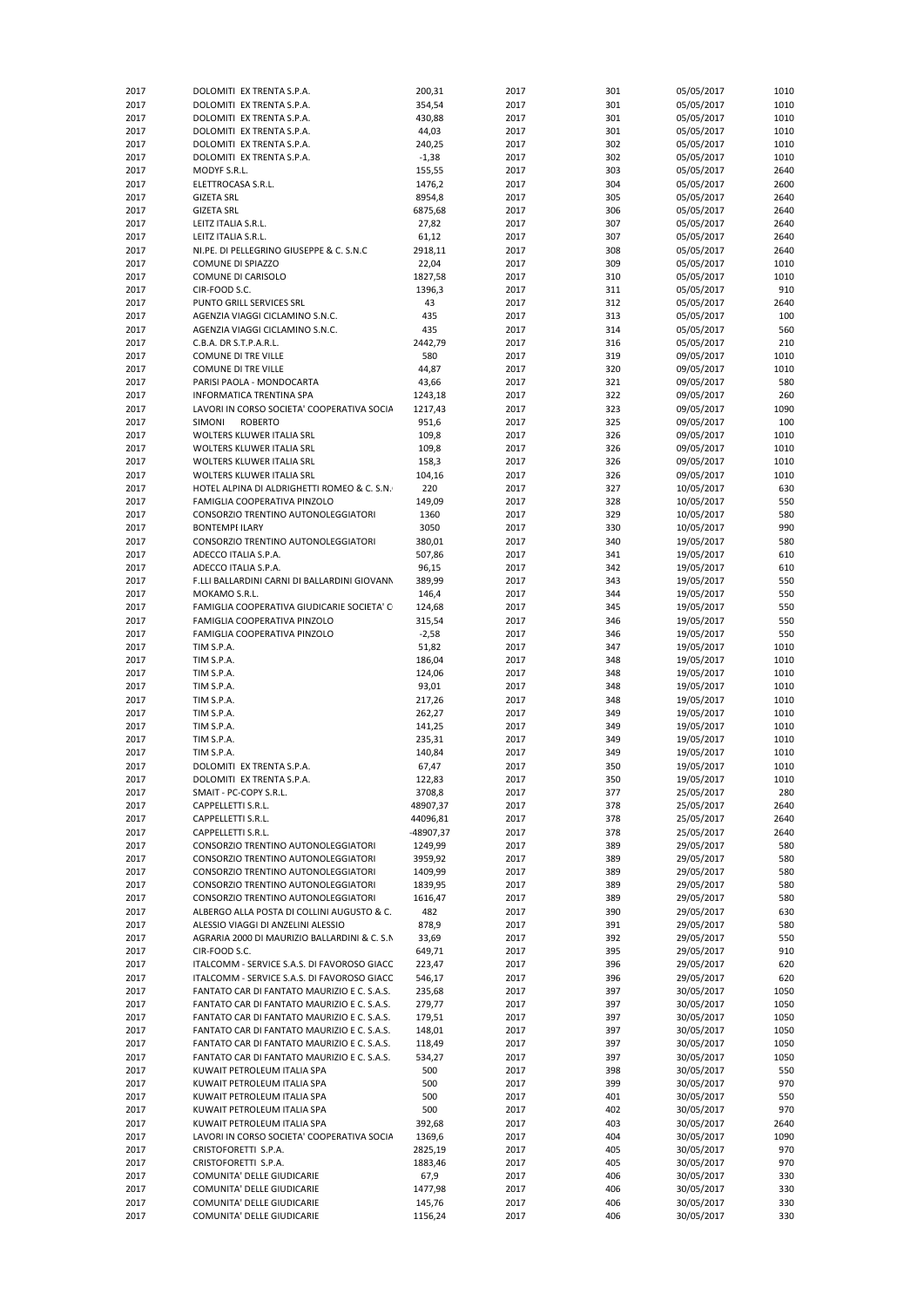| | | | | | | |
|---|---|---|---|---|---|---|
| 2017 | DOLOMITI EX TRENTA S.P.A. | 200,31 | 2017 | 301 | 05/05/2017 | 1010 |
| 2017 | DOLOMITI EX TRENTA S.P.A. | 354,54 | 2017 | 301 | 05/05/2017 | 1010 |
| 2017 | DOLOMITI EX TRENTA S.P.A. | 430,88 | 2017 | 301 | 05/05/2017 | 1010 |
| 2017 | DOLOMITI EX TRENTA S.P.A. | 44,03 | 2017 | 301 | 05/05/2017 | 1010 |
| 2017 | DOLOMITI EX TRENTA S.P.A. | 240,25 | 2017 | 302 | 05/05/2017 | 1010 |
| 2017 | DOLOMITI EX TRENTA S.P.A. | -1,38 | 2017 | 302 | 05/05/2017 | 1010 |
| 2017 | MODYF S.R.L. | 155,55 | 2017 | 303 | 05/05/2017 | 2640 |
| 2017 | ELETTROCASA S.R.L. | 1476,2 | 2017 | 304 | 05/05/2017 | 2600 |
| 2017 | GIZETA SRL | 8954,8 | 2017 | 305 | 05/05/2017 | 2640 |
| 2017 | GIZETA SRL | 6875,68 | 2017 | 306 | 05/05/2017 | 2640 |
| 2017 | LEITZ ITALIA S.R.L. | 27,82 | 2017 | 307 | 05/05/2017 | 2640 |
| 2017 | LEITZ ITALIA S.R.L. | 61,12 | 2017 | 307 | 05/05/2017 | 2640 |
| 2017 | NI.PE. DI PELLEGRINO GIUSEPPE & C. S.N.C | 2918,11 | 2017 | 308 | 05/05/2017 | 2640 |
| 2017 | COMUNE DI SPIAZZO | 22,04 | 2017 | 309 | 05/05/2017 | 1010 |
| 2017 | COMUNE DI CARISOLO | 1827,58 | 2017 | 310 | 05/05/2017 | 1010 |
| 2017 | CIR-FOOD S.C. | 1396,3 | 2017 | 311 | 05/05/2017 | 910 |
| 2017 | PUNTO GRILL SERVICES SRL | 43 | 2017 | 312 | 05/05/2017 | 2640 |
| 2017 | AGENZIA VIAGGI CICLAMINO S.N.C. | 435 | 2017 | 313 | 05/05/2017 | 100 |
| 2017 | AGENZIA VIAGGI CICLAMINO S.N.C. | 435 | 2017 | 314 | 05/05/2017 | 560 |
| 2017 | C.B.A. DR S.T.P.A.R.L. | 2442,79 | 2017 | 316 | 05/05/2017 | 210 |
| 2017 | COMUNE DI TRE VILLE | 580 | 2017 | 319 | 09/05/2017 | 1010 |
| 2017 | COMUNE DI TRE VILLE | 44,87 | 2017 | 320 | 09/05/2017 | 1010 |
| 2017 | PARISI PAOLA - MONDOCARTA | 43,66 | 2017 | 321 | 09/05/2017 | 580 |
| 2017 | INFORMATICA TRENTINA SPA | 1243,18 | 2017 | 322 | 09/05/2017 | 260 |
| 2017 | LAVORI IN CORSO SOCIETA' COOPERATIVA SOCIA | 1217,43 | 2017 | 323 | 09/05/2017 | 1090 |
| 2017 | SIMONI ROBERTO | 951,6 | 2017 | 325 | 09/05/2017 | 100 |
| 2017 | WOLTERS KLUWER ITALIA SRL | 109,8 | 2017 | 326 | 09/05/2017 | 1010 |
| 2017 | WOLTERS KLUWER ITALIA SRL | 109,8 | 2017 | 326 | 09/05/2017 | 1010 |
| 2017 | WOLTERS KLUWER ITALIA SRL | 158,3 | 2017 | 326 | 09/05/2017 | 1010 |
| 2017 | WOLTERS KLUWER ITALIA SRL | 104,16 | 2017 | 326 | 09/05/2017 | 1010 |
| 2017 | HOTEL ALPINA DI ALDRIGHETTI ROMEO & C. S.N. | 220 | 2017 | 327 | 10/05/2017 | 630 |
| 2017 | FAMIGLIA COOPERATIVA PINZOLO | 149,09 | 2017 | 328 | 10/05/2017 | 550 |
| 2017 | CONSORZIO TRENTINO AUTONOLEGGIATORI | 1360 | 2017 | 329 | 10/05/2017 | 580 |
| 2017 | BONTEMPI ILARY | 3050 | 2017 | 330 | 10/05/2017 | 990 |
| 2017 | CONSORZIO TRENTINO AUTONOLEGGIATORI | 380,01 | 2017 | 340 | 19/05/2017 | 580 |
| 2017 | ADECCO ITALIA S.P.A. | 507,86 | 2017 | 341 | 19/05/2017 | 610 |
| 2017 | ADECCO ITALIA S.P.A. | 96,15 | 2017 | 342 | 19/05/2017 | 610 |
| 2017 | F.LLI BALLARDINI CARNI DI BALLARDINI GIOVANN | 389,99 | 2017 | 343 | 19/05/2017 | 550 |
| 2017 | MOKAMO S.R.L. | 146,4 | 2017 | 344 | 19/05/2017 | 550 |
| 2017 | FAMIGLIA COOPERATIVA GIUDICARIE SOCIETA' C | 124,68 | 2017 | 345 | 19/05/2017 | 550 |
| 2017 | FAMIGLIA COOPERATIVA PINZOLO | 315,54 | 2017 | 346 | 19/05/2017 | 550 |
| 2017 | FAMIGLIA COOPERATIVA PINZOLO | -2,58 | 2017 | 346 | 19/05/2017 | 550 |
| 2017 | TIM S.P.A. | 51,82 | 2017 | 347 | 19/05/2017 | 1010 |
| 2017 | TIM S.P.A. | 186,04 | 2017 | 348 | 19/05/2017 | 1010 |
| 2017 | TIM S.P.A. | 124,06 | 2017 | 348 | 19/05/2017 | 1010 |
| 2017 | TIM S.P.A. | 93,01 | 2017 | 348 | 19/05/2017 | 1010 |
| 2017 | TIM S.P.A. | 217,26 | 2017 | 348 | 19/05/2017 | 1010 |
| 2017 | TIM S.P.A. | 262,27 | 2017 | 349 | 19/05/2017 | 1010 |
| 2017 | TIM S.P.A. | 141,25 | 2017 | 349 | 19/05/2017 | 1010 |
| 2017 | TIM S.P.A. | 235,31 | 2017 | 349 | 19/05/2017 | 1010 |
| 2017 | TIM S.P.A. | 140,84 | 2017 | 349 | 19/05/2017 | 1010 |
| 2017 | DOLOMITI EX TRENTA S.P.A. | 67,47 | 2017 | 350 | 19/05/2017 | 1010 |
| 2017 | DOLOMITI EX TRENTA S.P.A. | 122,83 | 2017 | 350 | 19/05/2017 | 1010 |
| 2017 | SMAIT - PC-COPY S.R.L. | 3708,8 | 2017 | 377 | 25/05/2017 | 280 |
| 2017 | CAPPELLETTI S.R.L. | 48907,37 | 2017 | 378 | 25/05/2017 | 2640 |
| 2017 | CAPPELLETTI S.R.L. | 44096,81 | 2017 | 378 | 25/05/2017 | 2640 |
| 2017 | CAPPELLETTI S.R.L. | -48907,37 | 2017 | 378 | 25/05/2017 | 2640 |
| 2017 | CONSORZIO TRENTINO AUTONOLEGGIATORI | 1249,99 | 2017 | 389 | 29/05/2017 | 580 |
| 2017 | CONSORZIO TRENTINO AUTONOLEGGIATORI | 3959,92 | 2017 | 389 | 29/05/2017 | 580 |
| 2017 | CONSORZIO TRENTINO AUTONOLEGGIATORI | 1409,99 | 2017 | 389 | 29/05/2017 | 580 |
| 2017 | CONSORZIO TRENTINO AUTONOLEGGIATORI | 1839,95 | 2017 | 389 | 29/05/2017 | 580 |
| 2017 | CONSORZIO TRENTINO AUTONOLEGGIATORI | 1616,47 | 2017 | 389 | 29/05/2017 | 580 |
| 2017 | ALBERGO ALLA POSTA DI COLLINI AUGUSTO & C. | 482 | 2017 | 390 | 29/05/2017 | 630 |
| 2017 | ALESSIO VIAGGI DI ANZELINI ALESSIO | 878,9 | 2017 | 391 | 29/05/2017 | 580 |
| 2017 | AGRARIA 2000 DI MAURIZIO BALLARDINI & C. S.N | 33,69 | 2017 | 392 | 29/05/2017 | 550 |
| 2017 | CIR-FOOD S.C. | 649,71 | 2017 | 395 | 29/05/2017 | 910 |
| 2017 | ITALCOMM - SERVICE S.A.S. DI FAVOROSO GIACC | 223,47 | 2017 | 396 | 29/05/2017 | 620 |
| 2017 | ITALCOMM - SERVICE S.A.S. DI FAVOROSO GIACC | 546,17 | 2017 | 396 | 29/05/2017 | 620 |
| 2017 | FANTATO CAR DI FANTATO MAURIZIO E C. S.A.S. | 235,68 | 2017 | 397 | 30/05/2017 | 1050 |
| 2017 | FANTATO CAR DI FANTATO MAURIZIO E C. S.A.S. | 279,77 | 2017 | 397 | 30/05/2017 | 1050 |
| 2017 | FANTATO CAR DI FANTATO MAURIZIO E C. S.A.S. | 179,51 | 2017 | 397 | 30/05/2017 | 1050 |
| 2017 | FANTATO CAR DI FANTATO MAURIZIO E C. S.A.S. | 148,01 | 2017 | 397 | 30/05/2017 | 1050 |
| 2017 | FANTATO CAR DI FANTATO MAURIZIO E C. S.A.S. | 118,49 | 2017 | 397 | 30/05/2017 | 1050 |
| 2017 | FANTATO CAR DI FANTATO MAURIZIO E C. S.A.S. | 534,27 | 2017 | 397 | 30/05/2017 | 1050 |
| 2017 | KUWAIT PETROLEUM ITALIA SPA | 500 | 2017 | 398 | 30/05/2017 | 550 |
| 2017 | KUWAIT PETROLEUM ITALIA SPA | 500 | 2017 | 399 | 30/05/2017 | 970 |
| 2017 | KUWAIT PETROLEUM ITALIA SPA | 500 | 2017 | 401 | 30/05/2017 | 550 |
| 2017 | KUWAIT PETROLEUM ITALIA SPA | 500 | 2017 | 402 | 30/05/2017 | 970 |
| 2017 | KUWAIT PETROLEUM ITALIA SPA | 392,68 | 2017 | 403 | 30/05/2017 | 2640 |
| 2017 | LAVORI IN CORSO SOCIETA' COOPERATIVA SOCIA | 1369,6 | 2017 | 404 | 30/05/2017 | 1090 |
| 2017 | CRISTOFORETTI S.P.A. | 2825,19 | 2017 | 405 | 30/05/2017 | 970 |
| 2017 | CRISTOFORETTI S.P.A. | 1883,46 | 2017 | 405 | 30/05/2017 | 970 |
| 2017 | COMUNITA' DELLE GIUDICARIE | 67,9 | 2017 | 406 | 30/05/2017 | 330 |
| 2017 | COMUNITA' DELLE GIUDICARIE | 1477,98 | 2017 | 406 | 30/05/2017 | 330 |
| 2017 | COMUNITA' DELLE GIUDICARIE | 145,76 | 2017 | 406 | 30/05/2017 | 330 |
| 2017 | COMUNITA' DELLE GIUDICARIE | 1156,24 | 2017 | 406 | 30/05/2017 | 330 |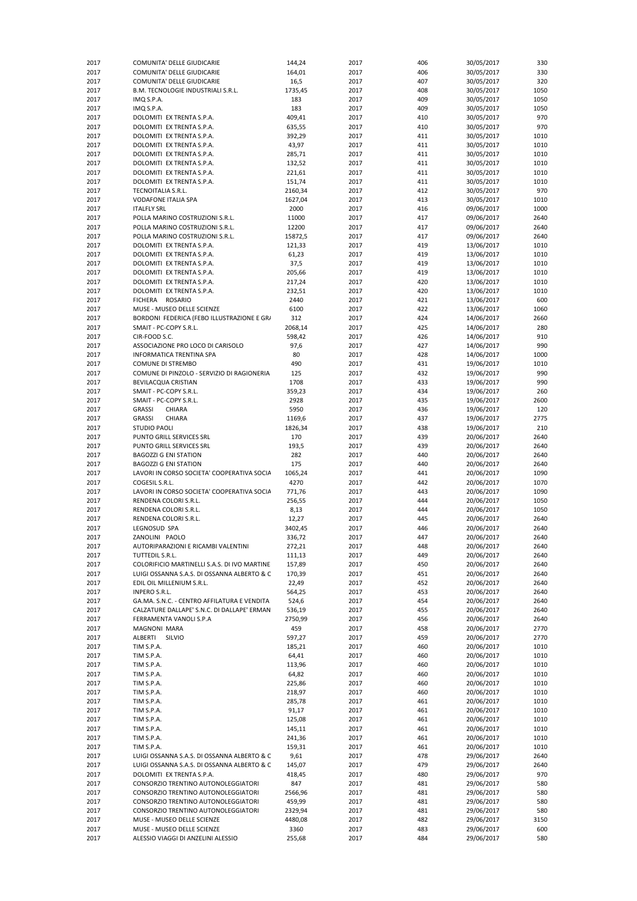| | | | | | | |
|---|---|---|---|---|---|---|
| 2017 | COMUNITA' DELLE GIUDICARIE | 144,24 | 2017 | 406 | 30/05/2017 | 330 |
| 2017 | COMUNITA' DELLE GIUDICARIE | 164,01 | 2017 | 406 | 30/05/2017 | 330 |
| 2017 | COMUNITA' DELLE GIUDICARIE | 16,5 | 2017 | 407 | 30/05/2017 | 320 |
| 2017 | B.M. TECNOLOGIE INDUSTRIALI S.R.L. | 1735,45 | 2017 | 408 | 30/05/2017 | 1050 |
| 2017 | IMQ S.P.A. | 183 | 2017 | 409 | 30/05/2017 | 1050 |
| 2017 | IMQ S.P.A. | 183 | 2017 | 409 | 30/05/2017 | 1050 |
| 2017 | DOLOMITI EX TRENTA S.P.A. | 409,41 | 2017 | 410 | 30/05/2017 | 970 |
| 2017 | DOLOMITI EX TRENTA S.P.A. | 635,55 | 2017 | 410 | 30/05/2017 | 970 |
| 2017 | DOLOMITI EX TRENTA S.P.A. | 392,29 | 2017 | 411 | 30/05/2017 | 1010 |
| 2017 | DOLOMITI EX TRENTA S.P.A. | 43,97 | 2017 | 411 | 30/05/2017 | 1010 |
| 2017 | DOLOMITI EX TRENTA S.P.A. | 285,71 | 2017 | 411 | 30/05/2017 | 1010 |
| 2017 | DOLOMITI EX TRENTA S.P.A. | 132,52 | 2017 | 411 | 30/05/2017 | 1010 |
| 2017 | DOLOMITI EX TRENTA S.P.A. | 221,61 | 2017 | 411 | 30/05/2017 | 1010 |
| 2017 | DOLOMITI EX TRENTA S.P.A. | 151,74 | 2017 | 411 | 30/05/2017 | 1010 |
| 2017 | TECNOITALIA S.R.L. | 2160,34 | 2017 | 412 | 30/05/2017 | 970 |
| 2017 | VODAFONE ITALIA SPA | 1627,04 | 2017 | 413 | 30/05/2017 | 1010 |
| 2017 | ITALFLY SRL | 2000 | 2017 | 416 | 09/06/2017 | 1000 |
| 2017 | POLLA MARINO COSTRUZIONI S.R.L. | 11000 | 2017 | 417 | 09/06/2017 | 2640 |
| 2017 | POLLA MARINO COSTRUZIONI S.R.L. | 12200 | 2017 | 417 | 09/06/2017 | 2640 |
| 2017 | POLLA MARINO COSTRUZIONI S.R.L. | 15872,5 | 2017 | 417 | 09/06/2017 | 2640 |
| 2017 | DOLOMITI EX TRENTA S.P.A. | 121,33 | 2017 | 419 | 13/06/2017 | 1010 |
| 2017 | DOLOMITI EX TRENTA S.P.A. | 61,23 | 2017 | 419 | 13/06/2017 | 1010 |
| 2017 | DOLOMITI EX TRENTA S.P.A. | 37,5 | 2017 | 419 | 13/06/2017 | 1010 |
| 2017 | DOLOMITI EX TRENTA S.P.A. | 205,66 | 2017 | 419 | 13/06/2017 | 1010 |
| 2017 | DOLOMITI EX TRENTA S.P.A. | 217,24 | 2017 | 420 | 13/06/2017 | 1010 |
| 2017 | DOLOMITI EX TRENTA S.P.A. | 232,51 | 2017 | 420 | 13/06/2017 | 1010 |
| 2017 | FICHERA ROSARIO | 2440 | 2017 | 421 | 13/06/2017 | 600 |
| 2017 | MUSE - MUSEO DELLE SCIENZE | 6100 | 2017 | 422 | 13/06/2017 | 1060 |
| 2017 | BORDONI FEDERICA (FEBO ILLUSTRAZIONE E GRA | 312 | 2017 | 424 | 14/06/2017 | 2660 |
| 2017 | SMAIT - PC-COPY S.R.L. | 2068,14 | 2017 | 425 | 14/06/2017 | 280 |
| 2017 | CIR-FOOD S.C. | 598,42 | 2017 | 426 | 14/06/2017 | 910 |
| 2017 | ASSOCIAZIONE PRO LOCO DI CARISOLO | 97,6 | 2017 | 427 | 14/06/2017 | 990 |
| 2017 | INFORMATICA TRENTINA SPA | 80 | 2017 | 428 | 14/06/2017 | 1000 |
| 2017 | COMUNE DI STREMBO | 490 | 2017 | 431 | 19/06/2017 | 1010 |
| 2017 | COMUNE DI PINZOLO - SERVIZIO DI RAGIONERIA | 125 | 2017 | 432 | 19/06/2017 | 990 |
| 2017 | BEVILACQUA CRISTIAN | 1708 | 2017 | 433 | 19/06/2017 | 990 |
| 2017 | SMAIT - PC-COPY S.R.L. | 359,23 | 2017 | 434 | 19/06/2017 | 260 |
| 2017 | SMAIT - PC-COPY S.R.L. | 2928 | 2017 | 435 | 19/06/2017 | 2600 |
| 2017 | GRASSI CHIARA | 5950 | 2017 | 436 | 19/06/2017 | 120 |
| 2017 | GRASSI CHIARA | 1169,6 | 2017 | 437 | 19/06/2017 | 2775 |
| 2017 | STUDIO PAOLI | 1826,34 | 2017 | 438 | 19/06/2017 | 210 |
| 2017 | PUNTO GRILL SERVICES SRL | 170 | 2017 | 439 | 20/06/2017 | 2640 |
| 2017 | PUNTO GRILL SERVICES SRL | 193,5 | 2017 | 439 | 20/06/2017 | 2640 |
| 2017 | BAGOZZI G ENI STATION | 282 | 2017 | 440 | 20/06/2017 | 2640 |
| 2017 | BAGOZZI G ENI STATION | 175 | 2017 | 440 | 20/06/2017 | 2640 |
| 2017 | LAVORI IN CORSO SOCIETA' COOPERATIVA SOCIA | 1065,24 | 2017 | 441 | 20/06/2017 | 1090 |
| 2017 | COGESIL S.R.L. | 4270 | 2017 | 442 | 20/06/2017 | 1070 |
| 2017 | LAVORI IN CORSO SOCIETA' COOPERATIVA SOCIA | 771,76 | 2017 | 443 | 20/06/2017 | 1090 |
| 2017 | RENDENA COLORI S.R.L. | 256,55 | 2017 | 444 | 20/06/2017 | 1050 |
| 2017 | RENDENA COLORI S.R.L. | 8,13 | 2017 | 444 | 20/06/2017 | 1050 |
| 2017 | RENDENA COLORI S.R.L. | 12,27 | 2017 | 445 | 20/06/2017 | 2640 |
| 2017 | LEGNOSUD SPA | 3402,45 | 2017 | 446 | 20/06/2017 | 2640 |
| 2017 | ZANOLINI PAOLO | 336,72 | 2017 | 447 | 20/06/2017 | 2640 |
| 2017 | AUTORIPARAZIONI E RICAMBI VALENTINI | 272,21 | 2017 | 448 | 20/06/2017 | 2640 |
| 2017 | TUTTEDIL S.R.L. | 111,13 | 2017 | 449 | 20/06/2017 | 2640 |
| 2017 | COLORIFICIO MARTINELLI S.A.S. DI IVO MARTINE | 157,89 | 2017 | 450 | 20/06/2017 | 2640 |
| 2017 | LUIGI OSSANNA S.A.S. DI OSSANNA ALBERTO & C | 170,39 | 2017 | 451 | 20/06/2017 | 2640 |
| 2017 | EDIL OIL MILLENIUM S.R.L. | 22,49 | 2017 | 452 | 20/06/2017 | 2640 |
| 2017 | INPERO S.R.L. | 564,25 | 2017 | 453 | 20/06/2017 | 2640 |
| 2017 | GA.MA. S.N.C. - CENTRO AFFILATURA E VENDITA | 524,6 | 2017 | 454 | 20/06/2017 | 2640 |
| 2017 | CALZATURE DALLAPE' S.N.C. DI DALLAPE' ERMAN | 536,19 | 2017 | 455 | 20/06/2017 | 2640 |
| 2017 | FERRAMENTA VANOLI S.P.A | 2750,99 | 2017 | 456 | 20/06/2017 | 2640 |
| 2017 | MAGNONI MARA | 459 | 2017 | 458 | 20/06/2017 | 2770 |
| 2017 | ALBERTI SILVIO | 597,27 | 2017 | 459 | 20/06/2017 | 2770 |
| 2017 | TIM S.P.A. | 185,21 | 2017 | 460 | 20/06/2017 | 1010 |
| 2017 | TIM S.P.A. | 64,41 | 2017 | 460 | 20/06/2017 | 1010 |
| 2017 | TIM S.P.A. | 113,96 | 2017 | 460 | 20/06/2017 | 1010 |
| 2017 | TIM S.P.A. | 64,82 | 2017 | 460 | 20/06/2017 | 1010 |
| 2017 | TIM S.P.A. | 225,86 | 2017 | 460 | 20/06/2017 | 1010 |
| 2017 | TIM S.P.A. | 218,97 | 2017 | 460 | 20/06/2017 | 1010 |
| 2017 | TIM S.P.A. | 285,78 | 2017 | 461 | 20/06/2017 | 1010 |
| 2017 | TIM S.P.A. | 91,17 | 2017 | 461 | 20/06/2017 | 1010 |
| 2017 | TIM S.P.A. | 125,08 | 2017 | 461 | 20/06/2017 | 1010 |
| 2017 | TIM S.P.A. | 145,11 | 2017 | 461 | 20/06/2017 | 1010 |
| 2017 | TIM S.P.A. | 241,36 | 2017 | 461 | 20/06/2017 | 1010 |
| 2017 | TIM S.P.A. | 159,31 | 2017 | 461 | 20/06/2017 | 1010 |
| 2017 | LUIGI OSSANNA S.A.S. DI OSSANNA ALBERTO & C | 9,61 | 2017 | 478 | 29/06/2017 | 2640 |
| 2017 | LUIGI OSSANNA S.A.S. DI OSSANNA ALBERTO & C | 145,07 | 2017 | 479 | 29/06/2017 | 2640 |
| 2017 | DOLOMITI EX TRENTA S.P.A. | 418,45 | 2017 | 480 | 29/06/2017 | 970 |
| 2017 | CONSORZIO TRENTINO AUTONOLEGGIATORI | 847 | 2017 | 481 | 29/06/2017 | 580 |
| 2017 | CONSORZIO TRENTINO AUTONOLEGGIATORI | 2566,96 | 2017 | 481 | 29/06/2017 | 580 |
| 2017 | CONSORZIO TRENTINO AUTONOLEGGIATORI | 459,99 | 2017 | 481 | 29/06/2017 | 580 |
| 2017 | CONSORZIO TRENTINO AUTONOLEGGIATORI | 2329,94 | 2017 | 481 | 29/06/2017 | 580 |
| 2017 | MUSE - MUSEO DELLE SCIENZE | 4480,08 | 2017 | 482 | 29/06/2017 | 3150 |
| 2017 | MUSE - MUSEO DELLE SCIENZE | 3360 | 2017 | 483 | 29/06/2017 | 600 |
| 2017 | ALESSIO VIAGGI DI ANZELINI ALESSIO | 255,68 | 2017 | 484 | 29/06/2017 | 580 |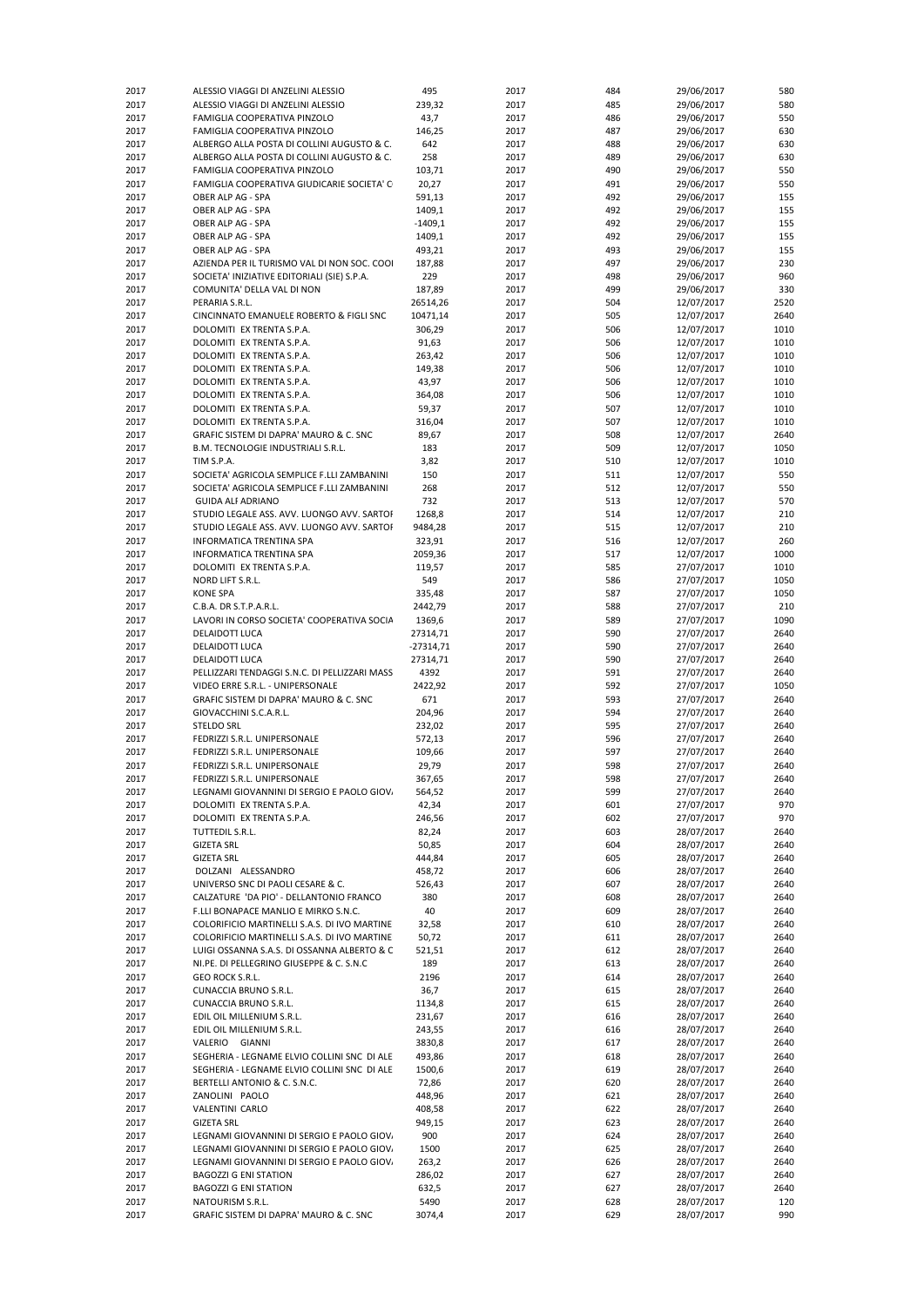| | | | | | | |
|---|---|---|---|---|---|---|
| 2017 | ALESSIO VIAGGI DI ANZELINI ALESSIO | 495 | 2017 | 484 | 29/06/2017 | 580 |
| 2017 | ALESSIO VIAGGI DI ANZELINI ALESSIO | 239,32 | 2017 | 485 | 29/06/2017 | 580 |
| 2017 | FAMIGLIA COOPERATIVA PINZOLO | 43,7 | 2017 | 486 | 29/06/2017 | 550 |
| 2017 | FAMIGLIA COOPERATIVA PINZOLO | 146,25 | 2017 | 487 | 29/06/2017 | 630 |
| 2017 | ALBERGO ALLA POSTA DI COLLINI AUGUSTO & C. | 642 | 2017 | 488 | 29/06/2017 | 630 |
| 2017 | ALBERGO ALLA POSTA DI COLLINI AUGUSTO & C. | 258 | 2017 | 489 | 29/06/2017 | 630 |
| 2017 | FAMIGLIA COOPERATIVA PINZOLO | 103,71 | 2017 | 490 | 29/06/2017 | 550 |
| 2017 | FAMIGLIA COOPERATIVA GIUDICARIE SOCIETA' C | 20,27 | 2017 | 491 | 29/06/2017 | 550 |
| 2017 | OBER ALP AG - SPA | 591,13 | 2017 | 492 | 29/06/2017 | 155 |
| 2017 | OBER ALP AG - SPA | 1409,1 | 2017 | 492 | 29/06/2017 | 155 |
| 2017 | OBER ALP AG - SPA | -1409,1 | 2017 | 492 | 29/06/2017 | 155 |
| 2017 | OBER ALP AG - SPA | 1409,1 | 2017 | 492 | 29/06/2017 | 155 |
| 2017 | OBER ALP AG - SPA | 493,21 | 2017 | 493 | 29/06/2017 | 155 |
| 2017 | AZIENDA PER IL TURISMO VAL DI NON SOC. COOI | 187,88 | 2017 | 497 | 29/06/2017 | 230 |
| 2017 | SOCIETA' INIZIATIVE EDITORIALI (SIE) S.P.A. | 229 | 2017 | 498 | 29/06/2017 | 960 |
| 2017 | COMUNITA' DELLA VAL DI NON | 187,89 | 2017 | 499 | 29/06/2017 | 330 |
| 2017 | PERARIA S.R.L. | 26514,26 | 2017 | 504 | 12/07/2017 | 2520 |
| 2017 | CINCINNATO EMANUELE ROBERTO & FIGLI SNC | 10471,14 | 2017 | 505 | 12/07/2017 | 2640 |
| 2017 | DOLOMITI EX TRENTA S.P.A. | 306,29 | 2017 | 506 | 12/07/2017 | 1010 |
| 2017 | DOLOMITI EX TRENTA S.P.A. | 91,63 | 2017 | 506 | 12/07/2017 | 1010 |
| 2017 | DOLOMITI EX TRENTA S.P.A. | 263,42 | 2017 | 506 | 12/07/2017 | 1010 |
| 2017 | DOLOMITI EX TRENTA S.P.A. | 149,38 | 2017 | 506 | 12/07/2017 | 1010 |
| 2017 | DOLOMITI EX TRENTA S.P.A. | 43,97 | 2017 | 506 | 12/07/2017 | 1010 |
| 2017 | DOLOMITI EX TRENTA S.P.A. | 364,08 | 2017 | 506 | 12/07/2017 | 1010 |
| 2017 | DOLOMITI EX TRENTA S.P.A. | 59,37 | 2017 | 507 | 12/07/2017 | 1010 |
| 2017 | DOLOMITI EX TRENTA S.P.A. | 316,04 | 2017 | 507 | 12/07/2017 | 1010 |
| 2017 | GRAFIC SISTEM DI DAPRA' MAURO & C. SNC | 89,67 | 2017 | 508 | 12/07/2017 | 2640 |
| 2017 | B.M. TECNOLOGIE INDUSTRIALI S.R.L. | 183 | 2017 | 509 | 12/07/2017 | 1050 |
| 2017 | TIM S.P.A. | 3,82 | 2017 | 510 | 12/07/2017 | 1010 |
| 2017 | SOCIETA' AGRICOLA SEMPLICE F.LLI ZAMBANINI | 150 | 2017 | 511 | 12/07/2017 | 550 |
| 2017 | SOCIETA' AGRICOLA SEMPLICE F.LLI ZAMBANINI | 268 | 2017 | 512 | 12/07/2017 | 550 |
| 2017 | GUIDA ALF ADRIANO | 732 | 2017 | 513 | 12/07/2017 | 570 |
| 2017 | STUDIO LEGALE ASS. AVV. LUONGO AVV. SARTOF | 1268,8 | 2017 | 514 | 12/07/2017 | 210 |
| 2017 | STUDIO LEGALE ASS. AVV. LUONGO AVV. SARTOF | 9484,28 | 2017 | 515 | 12/07/2017 | 210 |
| 2017 | INFORMATICA TRENTINA SPA | 323,91 | 2017 | 516 | 12/07/2017 | 260 |
| 2017 | INFORMATICA TRENTINA SPA | 2059,36 | 2017 | 517 | 12/07/2017 | 1000 |
| 2017 | DOLOMITI EX TRENTA S.P.A. | 119,57 | 2017 | 585 | 27/07/2017 | 1010 |
| 2017 | NORD LIFT S.R.L. | 549 | 2017 | 586 | 27/07/2017 | 1050 |
| 2017 | KONE SPA | 335,48 | 2017 | 587 | 27/07/2017 | 1050 |
| 2017 | C.B.A. DR S.T.P.A.R.L. | 2442,79 | 2017 | 588 | 27/07/2017 | 210 |
| 2017 | LAVORI IN CORSO SOCIETA' COOPERATIVA SOCIA | 1369,6 | 2017 | 589 | 27/07/2017 | 1090 |
| 2017 | DELAIDOTTI LUCA | 27314,71 | 2017 | 590 | 27/07/2017 | 2640 |
| 2017 | DELAIDOTTI LUCA | -27314,71 | 2017 | 590 | 27/07/2017 | 2640 |
| 2017 | DELAIDOTTI LUCA | 27314,71 | 2017 | 590 | 27/07/2017 | 2640 |
| 2017 | PELLIZZARI TENDAGGI S.N.C. DI PELLIZZARI MASS | 4392 | 2017 | 591 | 27/07/2017 | 2640 |
| 2017 | VIDEO ERRE S.R.L. - UNIPERSONALE | 2422,92 | 2017 | 592 | 27/07/2017 | 1050 |
| 2017 | GRAFIC SISTEM DI DAPRA' MAURO & C. SNC | 671 | 2017 | 593 | 27/07/2017 | 2640 |
| 2017 | GIOVACCHINI S.C.A.R.L. | 204,96 | 2017 | 594 | 27/07/2017 | 2640 |
| 2017 | STELDO SRL | 232,02 | 2017 | 595 | 27/07/2017 | 2640 |
| 2017 | FEDRIZZI S.R.L. UNIPERSONALE | 572,13 | 2017 | 596 | 27/07/2017 | 2640 |
| 2017 | FEDRIZZI S.R.L. UNIPERSONALE | 109,66 | 2017 | 597 | 27/07/2017 | 2640 |
| 2017 | FEDRIZZI S.R.L. UNIPERSONALE | 29,79 | 2017 | 598 | 27/07/2017 | 2640 |
| 2017 | FEDRIZZI S.R.L. UNIPERSONALE | 367,65 | 2017 | 598 | 27/07/2017 | 2640 |
| 2017 | LEGNAMI GIOVANNINI DI SERGIO E PAOLO GIOV. | 564,52 | 2017 | 599 | 27/07/2017 | 2640 |
| 2017 | DOLOMITI EX TRENTA S.P.A. | 42,34 | 2017 | 601 | 27/07/2017 | 970 |
| 2017 | DOLOMITI EX TRENTA S.P.A. | 246,56 | 2017 | 602 | 27/07/2017 | 970 |
| 2017 | TUTTEDIL S.R.L. | 82,24 | 2017 | 603 | 28/07/2017 | 2640 |
| 2017 | GIZETA SRL | 50,85 | 2017 | 604 | 28/07/2017 | 2640 |
| 2017 | GIZETA SRL | 444,84 | 2017 | 605 | 28/07/2017 | 2640 |
| 2017 | DOLZANI ALESSANDRO | 458,72 | 2017 | 606 | 28/07/2017 | 2640 |
| 2017 | UNIVERSO SNC DI PAOLI CESARE & C. | 526,43 | 2017 | 607 | 28/07/2017 | 2640 |
| 2017 | CALZATURE 'DA PIO' - DELLANTONIO FRANCO | 380 | 2017 | 608 | 28/07/2017 | 2640 |
| 2017 | F.LLI BONAPACE MANLIO E MIRKO S.N.C. | 40 | 2017 | 609 | 28/07/2017 | 2640 |
| 2017 | COLORIFICIO MARTINELLI S.A.S. DI IVO MARTINE | 32,58 | 2017 | 610 | 28/07/2017 | 2640 |
| 2017 | COLORIFICIO MARTINELLI S.A.S. DI IVO MARTINE | 50,72 | 2017 | 611 | 28/07/2017 | 2640 |
| 2017 | LUIGI OSSANNA S.A.S. DI OSSANNA ALBERTO & C | 521,51 | 2017 | 612 | 28/07/2017 | 2640 |
| 2017 | NI.PE. DI PELLEGRINO GIUSEPPE & C. S.N.C | 189 | 2017 | 613 | 28/07/2017 | 2640 |
| 2017 | GEO ROCK S.R.L. | 2196 | 2017 | 614 | 28/07/2017 | 2640 |
| 2017 | CUNACCIA BRUNO S.R.L. | 36,7 | 2017 | 615 | 28/07/2017 | 2640 |
| 2017 | CUNACCIA BRUNO S.R.L. | 1134,8 | 2017 | 615 | 28/07/2017 | 2640 |
| 2017 | EDIL OIL MILLENIUM S.R.L. | 231,67 | 2017 | 616 | 28/07/2017 | 2640 |
| 2017 | EDIL OIL MILLENIUM S.R.L. | 243,55 | 2017 | 616 | 28/07/2017 | 2640 |
| 2017 | VALERIO GIANNI | 3830,8 | 2017 | 617 | 28/07/2017 | 2640 |
| 2017 | SEGHERIA - LEGNAME ELVIO COLLINI SNC DI ALE | 493,86 | 2017 | 618 | 28/07/2017 | 2640 |
| 2017 | SEGHERIA - LEGNAME ELVIO COLLINI SNC DI ALE | 1500,6 | 2017 | 619 | 28/07/2017 | 2640 |
| 2017 | BERTELLI ANTONIO & C. S.N.C. | 72,86 | 2017 | 620 | 28/07/2017 | 2640 |
| 2017 | ZANOLINI PAOLO | 448,96 | 2017 | 621 | 28/07/2017 | 2640 |
| 2017 | VALENTINI CARLO | 408,58 | 2017 | 622 | 28/07/2017 | 2640 |
| 2017 | GIZETA SRL | 949,15 | 2017 | 623 | 28/07/2017 | 2640 |
| 2017 | LEGNAMI GIOVANNINI DI SERGIO E PAOLO GIOV. | 900 | 2017 | 624 | 28/07/2017 | 2640 |
| 2017 | LEGNAMI GIOVANNINI DI SERGIO E PAOLO GIOV. | 1500 | 2017 | 625 | 28/07/2017 | 2640 |
| 2017 | LEGNAMI GIOVANNINI DI SERGIO E PAOLO GIOV. | 263,2 | 2017 | 626 | 28/07/2017 | 2640 |
| 2017 | BAGOZZI G ENI STATION | 286,02 | 2017 | 627 | 28/07/2017 | 2640 |
| 2017 | BAGOZZI G ENI STATION | 632,5 | 2017 | 627 | 28/07/2017 | 2640 |
| 2017 | NATOURISM S.R.L. | 5490 | 2017 | 628 | 28/07/2017 | 120 |
| 2017 | GRAFIC SISTEM DI DAPRA' MAURO & C. SNC | 3074,4 | 2017 | 629 | 28/07/2017 | 990 |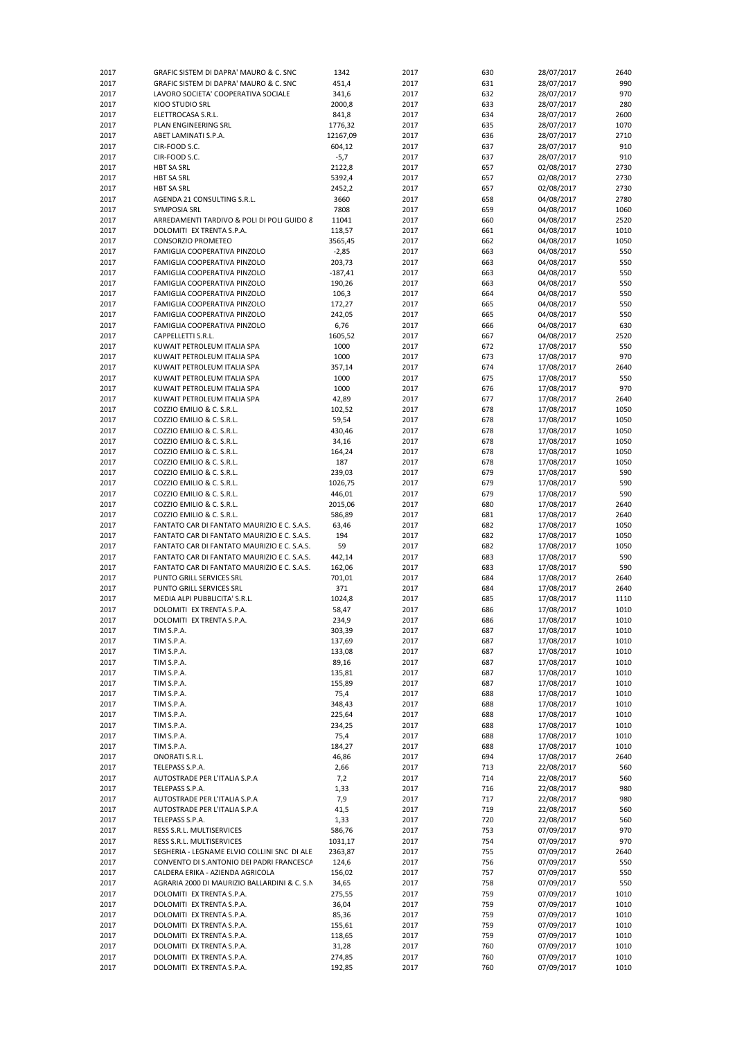| | | | | | | |
|---|---|---|---|---|---|---|
| 2017 | GRAFIC SISTEM DI DAPRA' MAURO & C. SNC | 1342 | 2017 | 630 | 28/07/2017 | 2640 |
| 2017 | GRAFIC SISTEM DI DAPRA' MAURO & C. SNC | 451,4 | 2017 | 631 | 28/07/2017 | 990 |
| 2017 | LAVORO SOCIETA' COOPERATIVA SOCIALE | 341,6 | 2017 | 632 | 28/07/2017 | 970 |
| 2017 | KIOO STUDIO SRL | 2000,8 | 2017 | 633 | 28/07/2017 | 280 |
| 2017 | ELETTROCASA S.R.L. | 841,8 | 2017 | 634 | 28/07/2017 | 2600 |
| 2017 | PLAN ENGINEERING SRL | 1776,32 | 2017 | 635 | 28/07/2017 | 1070 |
| 2017 | ABET LAMINATI S.P.A. | 12167,09 | 2017 | 636 | 28/07/2017 | 2710 |
| 2017 | CIR-FOOD S.C. | 604,12 | 2017 | 637 | 28/07/2017 | 910 |
| 2017 | CIR-FOOD S.C. | -5,7 | 2017 | 637 | 28/07/2017 | 910 |
| 2017 | HBT SA SRL | 2122,8 | 2017 | 657 | 02/08/2017 | 2730 |
| 2017 | HBT SA SRL | 5392,4 | 2017 | 657 | 02/08/2017 | 2730 |
| 2017 | HBT SA SRL | 2452,2 | 2017 | 657 | 02/08/2017 | 2730 |
| 2017 | AGENDA 21 CONSULTING S.R.L. | 3660 | 2017 | 658 | 04/08/2017 | 2780 |
| 2017 | SYMPOSIA SRL | 7808 | 2017 | 659 | 04/08/2017 | 1060 |
| 2017 | ARREDAMENTI TARDIVO & POLI DI POLI GUIDO 8 | 11041 | 2017 | 660 | 04/08/2017 | 2520 |
| 2017 | DOLOMITI EX TRENTA S.P.A. | 118,57 | 2017 | 661 | 04/08/2017 | 1010 |
| 2017 | CONSORZIO PROMETEO | 3565,45 | 2017 | 662 | 04/08/2017 | 1050 |
| 2017 | FAMIGLIA COOPERATIVA PINZOLO | -2,85 | 2017 | 663 | 04/08/2017 | 550 |
| 2017 | FAMIGLIA COOPERATIVA PINZOLO | 203,73 | 2017 | 663 | 04/08/2017 | 550 |
| 2017 | FAMIGLIA COOPERATIVA PINZOLO | -187,41 | 2017 | 663 | 04/08/2017 | 550 |
| 2017 | FAMIGLIA COOPERATIVA PINZOLO | 190,26 | 2017 | 663 | 04/08/2017 | 550 |
| 2017 | FAMIGLIA COOPERATIVA PINZOLO | 106,3 | 2017 | 664 | 04/08/2017 | 550 |
| 2017 | FAMIGLIA COOPERATIVA PINZOLO | 172,27 | 2017 | 665 | 04/08/2017 | 550 |
| 2017 | FAMIGLIA COOPERATIVA PINZOLO | 242,05 | 2017 | 665 | 04/08/2017 | 550 |
| 2017 | FAMIGLIA COOPERATIVA PINZOLO | 6,76 | 2017 | 666 | 04/08/2017 | 630 |
| 2017 | CAPPELLETTI S.R.L. | 1605,52 | 2017 | 667 | 04/08/2017 | 2520 |
| 2017 | KUWAIT PETROLEUM ITALIA SPA | 1000 | 2017 | 672 | 17/08/2017 | 550 |
| 2017 | KUWAIT PETROLEUM ITALIA SPA | 1000 | 2017 | 673 | 17/08/2017 | 970 |
| 2017 | KUWAIT PETROLEUM ITALIA SPA | 357,14 | 2017 | 674 | 17/08/2017 | 2640 |
| 2017 | KUWAIT PETROLEUM ITALIA SPA | 1000 | 2017 | 675 | 17/08/2017 | 550 |
| 2017 | KUWAIT PETROLEUM ITALIA SPA | 1000 | 2017 | 676 | 17/08/2017 | 970 |
| 2017 | KUWAIT PETROLEUM ITALIA SPA | 42,89 | 2017 | 677 | 17/08/2017 | 2640 |
| 2017 | COZZIO EMILIO & C. S.R.L. | 102,52 | 2017 | 678 | 17/08/2017 | 1050 |
| 2017 | COZZIO EMILIO & C. S.R.L. | 59,54 | 2017 | 678 | 17/08/2017 | 1050 |
| 2017 | COZZIO EMILIO & C. S.R.L. | 430,46 | 2017 | 678 | 17/08/2017 | 1050 |
| 2017 | COZZIO EMILIO & C. S.R.L. | 34,16 | 2017 | 678 | 17/08/2017 | 1050 |
| 2017 | COZZIO EMILIO & C. S.R.L. | 164,24 | 2017 | 678 | 17/08/2017 | 1050 |
| 2017 | COZZIO EMILIO & C. S.R.L. | 187 | 2017 | 678 | 17/08/2017 | 1050 |
| 2017 | COZZIO EMILIO & C. S.R.L. | 239,03 | 2017 | 679 | 17/08/2017 | 590 |
| 2017 | COZZIO EMILIO & C. S.R.L. | 1026,75 | 2017 | 679 | 17/08/2017 | 590 |
| 2017 | COZZIO EMILIO & C. S.R.L. | 446,01 | 2017 | 679 | 17/08/2017 | 590 |
| 2017 | COZZIO EMILIO & C. S.R.L. | 2015,06 | 2017 | 680 | 17/08/2017 | 2640 |
| 2017 | COZZIO EMILIO & C. S.R.L. | 586,89 | 2017 | 681 | 17/08/2017 | 2640 |
| 2017 | FANTATO CAR DI FANTATO MAURIZIO E C. S.A.S. | 63,46 | 2017 | 682 | 17/08/2017 | 1050 |
| 2017 | FANTATO CAR DI FANTATO MAURIZIO E C. S.A.S. | 194 | 2017 | 682 | 17/08/2017 | 1050 |
| 2017 | FANTATO CAR DI FANTATO MAURIZIO E C. S.A.S. | 59 | 2017 | 682 | 17/08/2017 | 1050 |
| 2017 | FANTATO CAR DI FANTATO MAURIZIO E C. S.A.S. | 442,14 | 2017 | 683 | 17/08/2017 | 590 |
| 2017 | FANTATO CAR DI FANTATO MAURIZIO E C. S.A.S. | 162,06 | 2017 | 683 | 17/08/2017 | 590 |
| 2017 | PUNTO GRILL SERVICES SRL | 701,01 | 2017 | 684 | 17/08/2017 | 2640 |
| 2017 | PUNTO GRILL SERVICES SRL | 371 | 2017 | 684 | 17/08/2017 | 2640 |
| 2017 | MEDIA ALPI PUBBLICITA' S.R.L. | 1024,8 | 2017 | 685 | 17/08/2017 | 1110 |
| 2017 | DOLOMITI EX TRENTA S.P.A. | 58,47 | 2017 | 686 | 17/08/2017 | 1010 |
| 2017 | DOLOMITI EX TRENTA S.P.A. | 234,9 | 2017 | 686 | 17/08/2017 | 1010 |
| 2017 | TIM S.P.A. | 303,39 | 2017 | 687 | 17/08/2017 | 1010 |
| 2017 | TIM S.P.A. | 137,69 | 2017 | 687 | 17/08/2017 | 1010 |
| 2017 | TIM S.P.A. | 133,08 | 2017 | 687 | 17/08/2017 | 1010 |
| 2017 | TIM S.P.A. | 89,16 | 2017 | 687 | 17/08/2017 | 1010 |
| 2017 | TIM S.P.A. | 135,81 | 2017 | 687 | 17/08/2017 | 1010 |
| 2017 | TIM S.P.A. | 155,89 | 2017 | 687 | 17/08/2017 | 1010 |
| 2017 | TIM S.P.A. | 75,4 | 2017 | 688 | 17/08/2017 | 1010 |
| 2017 | TIM S.P.A. | 348,43 | 2017 | 688 | 17/08/2017 | 1010 |
| 2017 | TIM S.P.A. | 225,64 | 2017 | 688 | 17/08/2017 | 1010 |
| 2017 | TIM S.P.A. | 234,25 | 2017 | 688 | 17/08/2017 | 1010 |
| 2017 | TIM S.P.A. | 75,4 | 2017 | 688 | 17/08/2017 | 1010 |
| 2017 | TIM S.P.A. | 184,27 | 2017 | 688 | 17/08/2017 | 1010 |
| 2017 | ONORATI S.R.L. | 46,86 | 2017 | 694 | 17/08/2017 | 2640 |
| 2017 | TELEPASS S.P.A. | 2,66 | 2017 | 713 | 22/08/2017 | 560 |
| 2017 | AUTOSTRADE PER L'ITALIA S.P.A | 7,2 | 2017 | 714 | 22/08/2017 | 560 |
| 2017 | TELEPASS S.P.A. | 1,33 | 2017 | 716 | 22/08/2017 | 980 |
| 2017 | AUTOSTRADE PER L'ITALIA S.P.A | 7,9 | 2017 | 717 | 22/08/2017 | 980 |
| 2017 | AUTOSTRADE PER L'ITALIA S.P.A | 41,5 | 2017 | 719 | 22/08/2017 | 560 |
| 2017 | TELEPASS S.P.A. | 1,33 | 2017 | 720 | 22/08/2017 | 560 |
| 2017 | RESS S.R.L. MULTISERVICES | 586,76 | 2017 | 753 | 07/09/2017 | 970 |
| 2017 | RESS S.R.L. MULTISERVICES | 1031,17 | 2017 | 754 | 07/09/2017 | 970 |
| 2017 | SEGHERIA - LEGNAME ELVIO COLLINI SNC DI ALE | 2363,87 | 2017 | 755 | 07/09/2017 | 2640 |
| 2017 | CONVENTO DI S.ANTONIO DEI PADRI FRANCESCA | 124,6 | 2017 | 756 | 07/09/2017 | 550 |
| 2017 | CALDERA ERIKA - AZIENDA AGRICOLA | 156,02 | 2017 | 757 | 07/09/2017 | 550 |
| 2017 | AGRARIA 2000 DI MAURIZIO BALLARDINI & C. S.N | 34,65 | 2017 | 758 | 07/09/2017 | 550 |
| 2017 | DOLOMITI EX TRENTA S.P.A. | 275,55 | 2017 | 759 | 07/09/2017 | 1010 |
| 2017 | DOLOMITI EX TRENTA S.P.A. | 36,04 | 2017 | 759 | 07/09/2017 | 1010 |
| 2017 | DOLOMITI EX TRENTA S.P.A. | 85,36 | 2017 | 759 | 07/09/2017 | 1010 |
| 2017 | DOLOMITI EX TRENTA S.P.A. | 155,61 | 2017 | 759 | 07/09/2017 | 1010 |
| 2017 | DOLOMITI EX TRENTA S.P.A. | 118,65 | 2017 | 759 | 07/09/2017 | 1010 |
| 2017 | DOLOMITI EX TRENTA S.P.A. | 31,28 | 2017 | 760 | 07/09/2017 | 1010 |
| 2017 | DOLOMITI EX TRENTA S.P.A. | 274,85 | 2017 | 760 | 07/09/2017 | 1010 |
| 2017 | DOLOMITI EX TRENTA S.P.A. | 192,85 | 2017 | 760 | 07/09/2017 | 1010 |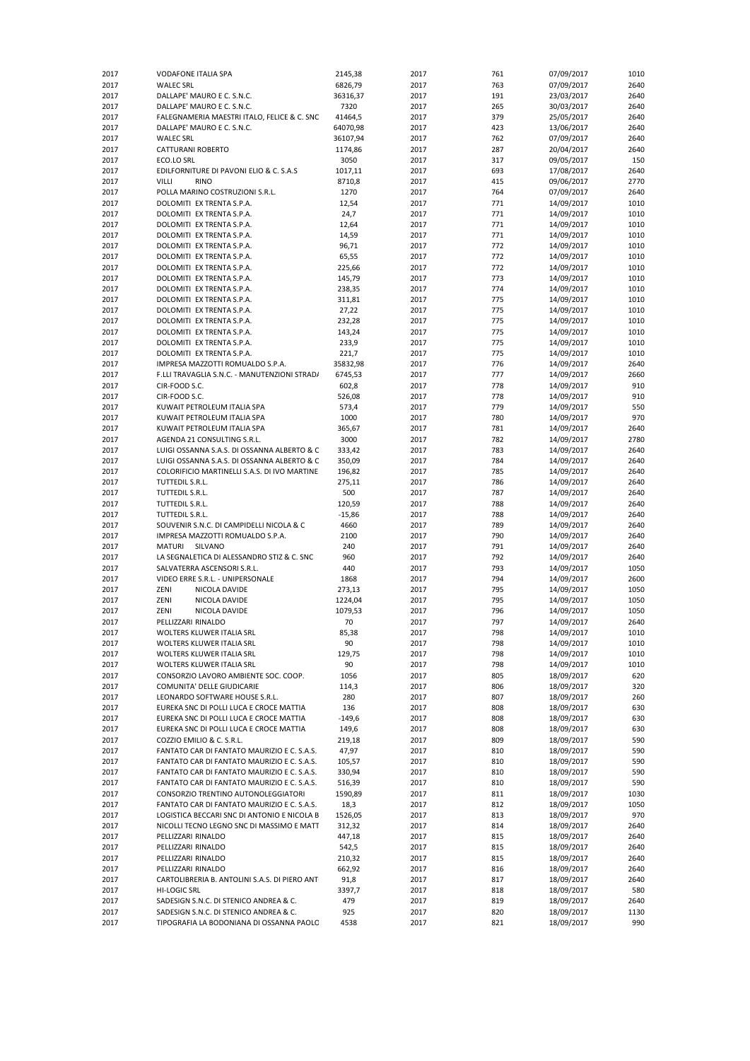| | | | | | | |
|---|---|---|---|---|---|---|
| 2017 | VODAFONE ITALIA SPA | 2145,38 | 2017 | 761 | 07/09/2017 | 1010 |
| 2017 | WALEC SRL | 6826,79 | 2017 | 763 | 07/09/2017 | 2640 |
| 2017 | DALLAPE' MAURO E C. S.N.C. | 36316,37 | 2017 | 191 | 23/03/2017 | 2640 |
| 2017 | DALLAPE' MAURO E C. S.N.C. | 7320 | 2017 | 265 | 30/03/2017 | 2640 |
| 2017 | FALEGNAMERIA MAESTRI ITALO, FELICE & C. SNC | 41464,5 | 2017 | 379 | 25/05/2017 | 2640 |
| 2017 | DALLAPE' MAURO E C. S.N.C. | 64070,98 | 2017 | 423 | 13/06/2017 | 2640 |
| 2017 | WALEC SRL | 36107,94 | 2017 | 762 | 07/09/2017 | 2640 |
| 2017 | CATTURANI ROBERTO | 1174,86 | 2017 | 287 | 20/04/2017 | 2640 |
| 2017 | ECO.LO SRL | 3050 | 2017 | 317 | 09/05/2017 | 150 |
| 2017 | EDILFORNITURE DI PAVONI ELIO & C. S.A.S | 1017,11 | 2017 | 693 | 17/08/2017 | 2640 |
| 2017 | VILLI RINO | 8710,8 | 2017 | 415 | 09/06/2017 | 2770 |
| 2017 | POLLA MARINO COSTRUZIONI S.R.L. | 1270 | 2017 | 764 | 07/09/2017 | 2640 |
| 2017 | DOLOMITI EX TRENTA S.P.A. | 12,54 | 2017 | 771 | 14/09/2017 | 1010 |
| 2017 | DOLOMITI EX TRENTA S.P.A. | 24,7 | 2017 | 771 | 14/09/2017 | 1010 |
| 2017 | DOLOMITI EX TRENTA S.P.A. | 12,64 | 2017 | 771 | 14/09/2017 | 1010 |
| 2017 | DOLOMITI EX TRENTA S.P.A. | 14,59 | 2017 | 771 | 14/09/2017 | 1010 |
| 2017 | DOLOMITI EX TRENTA S.P.A. | 96,71 | 2017 | 772 | 14/09/2017 | 1010 |
| 2017 | DOLOMITI EX TRENTA S.P.A. | 65,55 | 2017 | 772 | 14/09/2017 | 1010 |
| 2017 | DOLOMITI EX TRENTA S.P.A. | 225,66 | 2017 | 772 | 14/09/2017 | 1010 |
| 2017 | DOLOMITI EX TRENTA S.P.A. | 145,79 | 2017 | 773 | 14/09/2017 | 1010 |
| 2017 | DOLOMITI EX TRENTA S.P.A. | 238,35 | 2017 | 774 | 14/09/2017 | 1010 |
| 2017 | DOLOMITI EX TRENTA S.P.A. | 311,81 | 2017 | 775 | 14/09/2017 | 1010 |
| 2017 | DOLOMITI EX TRENTA S.P.A. | 27,22 | 2017 | 775 | 14/09/2017 | 1010 |
| 2017 | DOLOMITI EX TRENTA S.P.A. | 232,28 | 2017 | 775 | 14/09/2017 | 1010 |
| 2017 | DOLOMITI EX TRENTA S.P.A. | 143,24 | 2017 | 775 | 14/09/2017 | 1010 |
| 2017 | DOLOMITI EX TRENTA S.P.A. | 233,9 | 2017 | 775 | 14/09/2017 | 1010 |
| 2017 | DOLOMITI EX TRENTA S.P.A. | 221,7 | 2017 | 775 | 14/09/2017 | 1010 |
| 2017 | IMPRESA MAZZOTTI ROMUALDO S.P.A. | 35832,98 | 2017 | 776 | 14/09/2017 | 2640 |
| 2017 | F.LLI TRAVAGLIA S.N.C. - MANUTENZIONI STRAD/ | 6745,53 | 2017 | 777 | 14/09/2017 | 2660 |
| 2017 | CIR-FOOD S.C. | 602,8 | 2017 | 778 | 14/09/2017 | 910 |
| 2017 | CIR-FOOD S.C. | 526,08 | 2017 | 778 | 14/09/2017 | 910 |
| 2017 | KUWAIT PETROLEUM ITALIA SPA | 573,4 | 2017 | 779 | 14/09/2017 | 550 |
| 2017 | KUWAIT PETROLEUM ITALIA SPA | 1000 | 2017 | 780 | 14/09/2017 | 970 |
| 2017 | KUWAIT PETROLEUM ITALIA SPA | 365,67 | 2017 | 781 | 14/09/2017 | 2640 |
| 2017 | AGENDA 21 CONSULTING S.R.L. | 3000 | 2017 | 782 | 14/09/2017 | 2780 |
| 2017 | LUIGI OSSANNA S.A.S. DI OSSANNA ALBERTO & C | 333,42 | 2017 | 783 | 14/09/2017 | 2640 |
| 2017 | LUIGI OSSANNA S.A.S. DI OSSANNA ALBERTO & C | 350,09 | 2017 | 784 | 14/09/2017 | 2640 |
| 2017 | COLORIFICIO MARTINELLI S.A.S. DI IVO MARTINE | 196,82 | 2017 | 785 | 14/09/2017 | 2640 |
| 2017 | TUTTEDIL S.R.L. | 275,11 | 2017 | 786 | 14/09/2017 | 2640 |
| 2017 | TUTTEDIL S.R.L. | 500 | 2017 | 787 | 14/09/2017 | 2640 |
| 2017 | TUTTEDIL S.R.L. | 120,59 | 2017 | 788 | 14/09/2017 | 2640 |
| 2017 | TUTTEDIL S.R.L. | -15,86 | 2017 | 788 | 14/09/2017 | 2640 |
| 2017 | SOUVENIR S.N.C. DI CAMPIDELLI NICOLA & C | 4660 | 2017 | 789 | 14/09/2017 | 2640 |
| 2017 | IMPRESA MAZZOTTI ROMUALDO S.P.A. | 2100 | 2017 | 790 | 14/09/2017 | 2640 |
| 2017 | MATURI SILVANO | 240 | 2017 | 791 | 14/09/2017 | 2640 |
| 2017 | LA SEGNALETICA DI ALESSANDRO STIZ & C. SNC | 960 | 2017 | 792 | 14/09/2017 | 2640 |
| 2017 | SALVATERRA ASCENSORI S.R.L. | 440 | 2017 | 793 | 14/09/2017 | 1050 |
| 2017 | VIDEO ERRE S.R.L. - UNIPERSONALE | 1868 | 2017 | 794 | 14/09/2017 | 2600 |
| 2017 | ZENI NICOLA DAVIDE | 273,13 | 2017 | 795 | 14/09/2017 | 1050 |
| 2017 | ZENI NICOLA DAVIDE | 1224,04 | 2017 | 795 | 14/09/2017 | 1050 |
| 2017 | ZENI NICOLA DAVIDE | 1079,53 | 2017 | 796 | 14/09/2017 | 1050 |
| 2017 | PELLIZZARI RINALDO | 70 | 2017 | 797 | 14/09/2017 | 2640 |
| 2017 | WOLTERS KLUWER ITALIA SRL | 85,38 | 2017 | 798 | 14/09/2017 | 1010 |
| 2017 | WOLTERS KLUWER ITALIA SRL | 90 | 2017 | 798 | 14/09/2017 | 1010 |
| 2017 | WOLTERS KLUWER ITALIA SRL | 129,75 | 2017 | 798 | 14/09/2017 | 1010 |
| 2017 | WOLTERS KLUWER ITALIA SRL | 90 | 2017 | 798 | 14/09/2017 | 1010 |
| 2017 | CONSORZIO LAVORO AMBIENTE SOC. COOP. | 1056 | 2017 | 805 | 18/09/2017 | 620 |
| 2017 | COMUNITA' DELLE GIUDICARIE | 114,3 | 2017 | 806 | 18/09/2017 | 320 |
| 2017 | LEONARDO SOFTWARE HOUSE S.R.L. | 280 | 2017 | 807 | 18/09/2017 | 260 |
| 2017 | EUREKA SNC DI POLLI LUCA E CROCE MATTIA | 136 | 2017 | 808 | 18/09/2017 | 630 |
| 2017 | EUREKA SNC DI POLLI LUCA E CROCE MATTIA | -149,6 | 2017 | 808 | 18/09/2017 | 630 |
| 2017 | EUREKA SNC DI POLLI LUCA E CROCE MATTIA | 149,6 | 2017 | 808 | 18/09/2017 | 630 |
| 2017 | COZZIO EMILIO & C. S.R.L. | 219,18 | 2017 | 809 | 18/09/2017 | 590 |
| 2017 | FANTATO CAR DI FANTATO MAURIZIO E C. S.A.S. | 47,97 | 2017 | 810 | 18/09/2017 | 590 |
| 2017 | FANTATO CAR DI FANTATO MAURIZIO E C. S.A.S. | 105,57 | 2017 | 810 | 18/09/2017 | 590 |
| 2017 | FANTATO CAR DI FANTATO MAURIZIO E C. S.A.S. | 330,94 | 2017 | 810 | 18/09/2017 | 590 |
| 2017 | FANTATO CAR DI FANTATO MAURIZIO E C. S.A.S. | 516,39 | 2017 | 810 | 18/09/2017 | 590 |
| 2017 | CONSORZIO TRENTINO AUTONOLEGGIATORI | 1590,89 | 2017 | 811 | 18/09/2017 | 1030 |
| 2017 | FANTATO CAR DI FANTATO MAURIZIO E C. S.A.S. | 18,3 | 2017 | 812 | 18/09/2017 | 1050 |
| 2017 | LOGISTICA BECCARI SNC DI ANTONIO E NICOLA B | 1526,05 | 2017 | 813 | 18/09/2017 | 970 |
| 2017 | NICOLLI TECNO LEGNO SNC DI MASSIMO E MATT | 312,32 | 2017 | 814 | 18/09/2017 | 2640 |
| 2017 | PELLIZZARI RINALDO | 447,18 | 2017 | 815 | 18/09/2017 | 2640 |
| 2017 | PELLIZZARI RINALDO | 542,5 | 2017 | 815 | 18/09/2017 | 2640 |
| 2017 | PELLIZZARI RINALDO | 210,32 | 2017 | 815 | 18/09/2017 | 2640 |
| 2017 | PELLIZZARI RINALDO | 662,92 | 2017 | 816 | 18/09/2017 | 2640 |
| 2017 | CARTOLIBRERIA B. ANTOLINI S.A.S. DI PIERO ANT | 91,8 | 2017 | 817 | 18/09/2017 | 2640 |
| 2017 | HI-LOGIC SRL | 3397,7 | 2017 | 818 | 18/09/2017 | 580 |
| 2017 | SADESIGN S.N.C. DI STENICO ANDREA & C. | 479 | 2017 | 819 | 18/09/2017 | 2640 |
| 2017 | SADESIGN S.N.C. DI STENICO ANDREA & C. | 925 | 2017 | 820 | 18/09/2017 | 1130 |
| 2017 | TIPOGRAFIA LA BODONIANA DI OSSANNA PAOLC | 4538 | 2017 | 821 | 18/09/2017 | 990 |